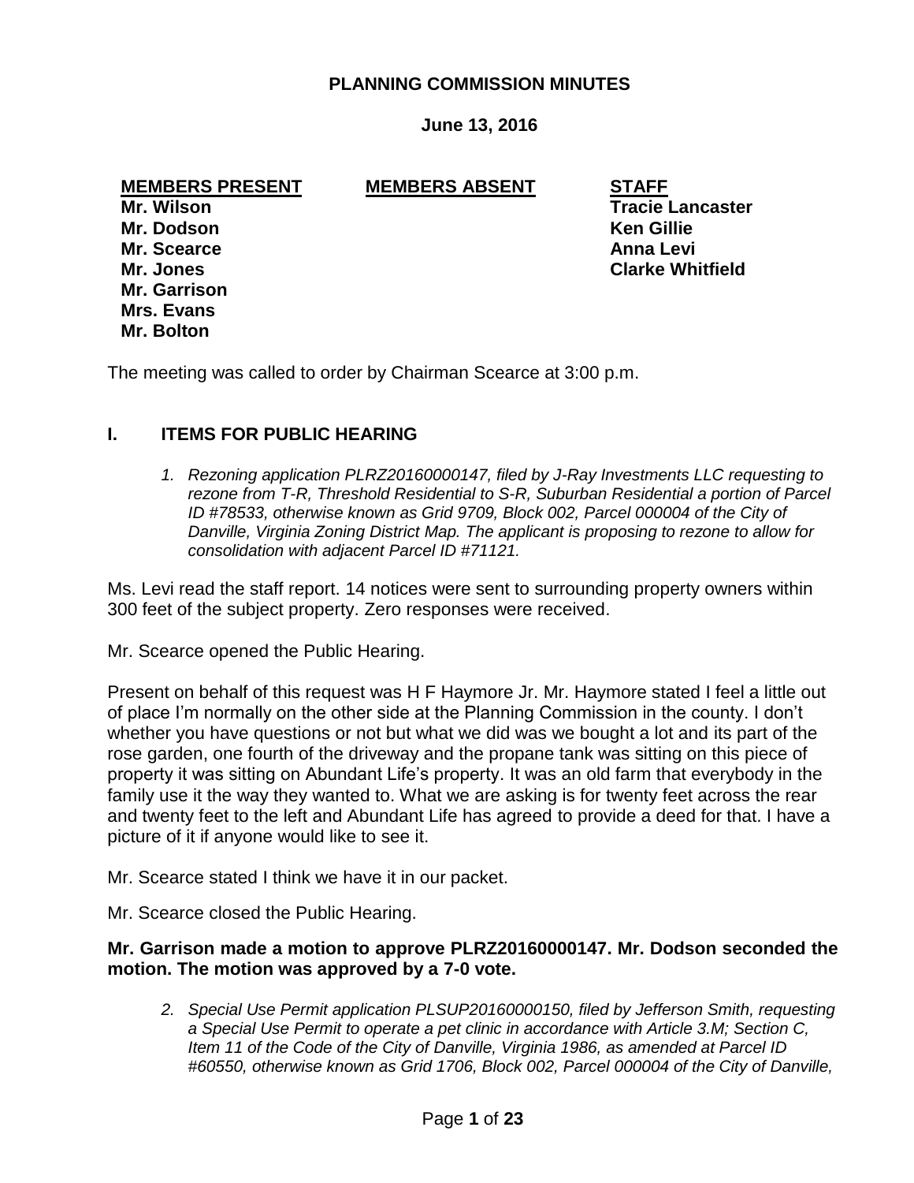# PLANNING COMMISSION MINUTES

**June 13, 2016**

| **MEMBERS PRESENT** | **MEMBERS ABSENT** | **STAFF** |
|---|---|---|
| **Mr. Wilson** | | **Tracie Lancaster** |
| **Mr. Dodson** | | **Ken Gillie** |
| **Mr. Scearce** | | **Anna Levi** |
| **Mr. Jones** | | **Clarke Whitfield** |
| **Mr. Garrison** | | |
| **Mrs. Evans** | | |
| **Mr. Bolton** | | |

The meeting was called to order by Chairman Scearce at 3:00 p.m.

## I. ITEMS FOR PUBLIC HEARING

1. *Rezoning application PLRZ20160000147, filed by J-Ray Investments LLC requesting to rezone from T-R, Threshold Residential to S-R, Suburban Residential a portion of Parcel ID #78533, otherwise known as Grid 9709, Block 002, Parcel 000004 of the City of Danville, Virginia Zoning District Map. The applicant is proposing to rezone to allow for consolidation with adjacent Parcel ID #71121.*

Ms. Levi read the staff report. 14 notices were sent to surrounding property owners within 300 feet of the subject property. Zero responses were received.

Mr. Scearce opened the Public Hearing.

Present on behalf of this request was H F Haymore Jr. Mr. Haymore stated I feel a little out of place I'm normally on the other side at the Planning Commission in the county. I don't whether you have questions or not but what we did was we bought a lot and its part of the rose garden, one fourth of the driveway and the propane tank was sitting on this piece of property it was sitting on Abundant Life's property. It was an old farm that everybody in the family use it the way they wanted to. What we are asking is for twenty feet across the rear and twenty feet to the left and Abundant Life has agreed to provide a deed for that. I have a picture of it if anyone would like to see it.

Mr. Scearce stated I think we have it in our packet.

Mr. Scearce closed the Public Hearing.

**Mr. Garrison made a motion to approve PLRZ20160000147. Mr. Dodson seconded the motion. The motion was approved by a 7-0 vote.**

2. *Special Use Permit application PLSUP20160000150, filed by Jefferson Smith, requesting a Special Use Permit to operate a pet clinic in accordance with Article 3.M; Section C, Item 11 of the Code of the City of Danville, Virginia 1986, as amended at Parcel ID #60550, otherwise known as Grid 1706, Block 002, Parcel 000004 of the City of Danville,*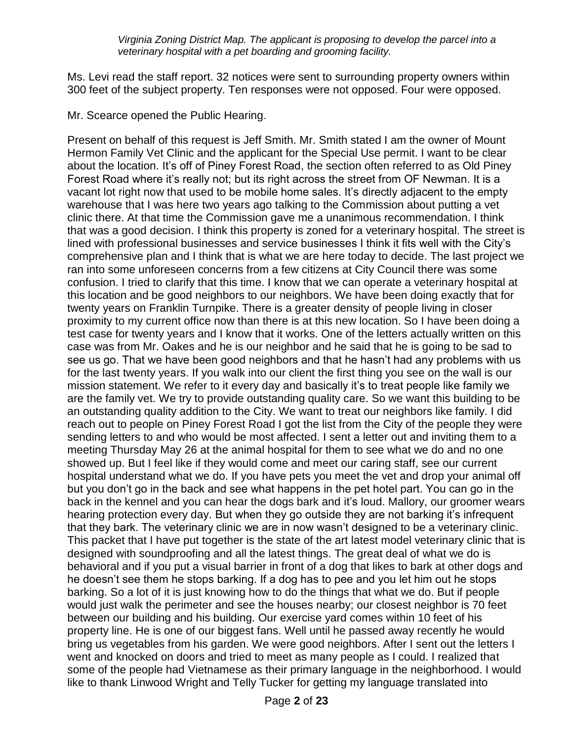*Virginia Zoning District Map. The applicant is proposing to develop the parcel into a veterinary hospital with a pet boarding and grooming facility.*

Ms. Levi read the staff report. 32 notices were sent to surrounding property owners within 300 feet of the subject property. Ten responses were not opposed. Four were opposed.

Mr. Scearce opened the Public Hearing.

Present on behalf of this request is Jeff Smith. Mr. Smith stated I am the owner of Mount Hermon Family Vet Clinic and the applicant for the Special Use permit. I want to be clear about the location. It's off of Piney Forest Road, the section often referred to as Old Piney Forest Road where it's really not; but its right across the street from OF Newman. It is a vacant lot right now that used to be mobile home sales. It's directly adjacent to the empty warehouse that I was here two years ago talking to the Commission about putting a vet clinic there. At that time the Commission gave me a unanimous recommendation. I think that was a good decision. I think this property is zoned for a veterinary hospital. The street is lined with professional businesses and service businesses I think it fits well with the City's comprehensive plan and I think that is what we are here today to decide. The last project we ran into some unforeseen concerns from a few citizens at City Council there was some confusion. I tried to clarify that this time. I know that we can operate a veterinary hospital at this location and be good neighbors to our neighbors. We have been doing exactly that for twenty years on Franklin Turnpike. There is a greater density of people living in closer proximity to my current office now than there is at this new location. So I have been doing a test case for twenty years and I know that it works. One of the letters actually written on this case was from Mr. Oakes and he is our neighbor and he said that he is going to be sad to see us go. That we have been good neighbors and that he hasn't had any problems with us for the last twenty years. If you walk into our client the first thing you see on the wall is our mission statement. We refer to it every day and basically it's to treat people like family we are the family vet. We try to provide outstanding quality care. So we want this building to be an outstanding quality addition to the City. We want to treat our neighbors like family. I did reach out to people on Piney Forest Road I got the list from the City of the people they were sending letters to and who would be most affected. I sent a letter out and inviting them to a meeting Thursday May 26 at the animal hospital for them to see what we do and no one showed up. But I feel like if they would come and meet our caring staff, see our current hospital understand what we do. If you have pets you meet the vet and drop your animal off but you don't go in the back and see what happens in the pet hotel part. You can go in the back in the kennel and you can hear the dogs bark and it's loud. Mallory, our groomer wears hearing protection every day. But when they go outside they are not barking it's infrequent that they bark. The veterinary clinic we are in now wasn't designed to be a veterinary clinic. This packet that I have put together is the state of the art latest model veterinary clinic that is designed with soundproofing and all the latest things. The great deal of what we do is behavioral and if you put a visual barrier in front of a dog that likes to bark at other dogs and he doesn't see them he stops barking. If a dog has to pee and you let him out he stops barking. So a lot of it is just knowing how to do the things that what we do. But if people would just walk the perimeter and see the houses nearby; our closest neighbor is 70 feet between our building and his building. Our exercise yard comes within 10 feet of his property line. He is one of our biggest fans. Well until he passed away recently he would bring us vegetables from his garden. We were good neighbors. After I sent out the letters I went and knocked on doors and tried to meet as many people as I could. I realized that some of the people had Vietnamese as their primary language in the neighborhood. I would like to thank Linwood Wright and Telly Tucker for getting my language translated into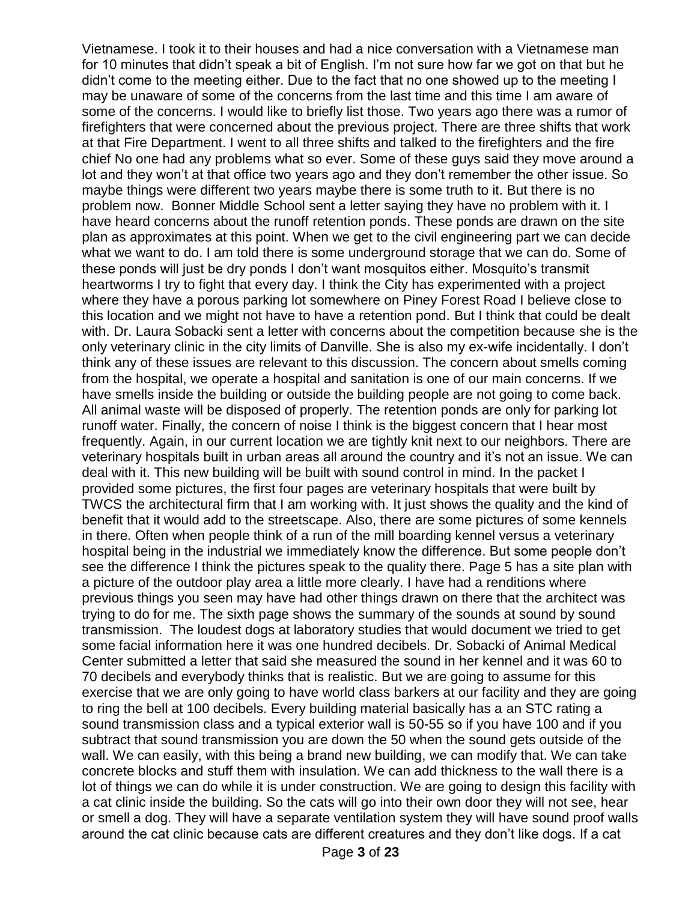Vietnamese. I took it to their houses and had a nice conversation with a Vietnamese man for 10 minutes that didn't speak a bit of English. I'm not sure how far we got on that but he didn't come to the meeting either. Due to the fact that no one showed up to the meeting I may be unaware of some of the concerns from the last time and this time I am aware of some of the concerns. I would like to briefly list those. Two years ago there was a rumor of firefighters that were concerned about the previous project. There are three shifts that work at that Fire Department. I went to all three shifts and talked to the firefighters and the fire chief No one had any problems what so ever. Some of these guys said they move around a lot and they won't at that office two years ago and they don't remember the other issue. So maybe things were different two years maybe there is some truth to it. But there is no problem now. Bonner Middle School sent a letter saying they have no problem with it. I have heard concerns about the runoff retention ponds. These ponds are drawn on the site plan as approximates at this point. When we get to the civil engineering part we can decide what we want to do. I am told there is some underground storage that we can do. Some of these ponds will just be dry ponds I don't want mosquitos either. Mosquito's transmit heartworms I try to fight that every day. I think the City has experimented with a project where they have a porous parking lot somewhere on Piney Forest Road I believe close to this location and we might not have to have a retention pond. But I think that could be dealt with. Dr. Laura Sobacki sent a letter with concerns about the competition because she is the only veterinary clinic in the city limits of Danville. She is also my ex-wife incidentally. I don't think any of these issues are relevant to this discussion. The concern about smells coming from the hospital, we operate a hospital and sanitation is one of our main concerns. If we have smells inside the building or outside the building people are not going to come back. All animal waste will be disposed of properly. The retention ponds are only for parking lot runoff water. Finally, the concern of noise I think is the biggest concern that I hear most frequently. Again, in our current location we are tightly knit next to our neighbors. There are veterinary hospitals built in urban areas all around the country and it's not an issue. We can deal with it. This new building will be built with sound control in mind. In the packet I provided some pictures, the first four pages are veterinary hospitals that were built by TWCS the architectural firm that I am working with. It just shows the quality and the kind of benefit that it would add to the streetscape. Also, there are some pictures of some kennels in there. Often when people think of a run of the mill boarding kennel versus a veterinary hospital being in the industrial we immediately know the difference. But some people don't see the difference I think the pictures speak to the quality there. Page 5 has a site plan with a picture of the outdoor play area a little more clearly. I have had a renditions where previous things you seen may have had other things drawn on there that the architect was trying to do for me. The sixth page shows the summary of the sounds at sound by sound transmission. The loudest dogs at laboratory studies that would document we tried to get some facial information here it was one hundred decibels. Dr. Sobacki of Animal Medical Center submitted a letter that said she measured the sound in her kennel and it was 60 to 70 decibels and everybody thinks that is realistic. But we are going to assume for this exercise that we are only going to have world class barkers at our facility and they are going to ring the bell at 100 decibels. Every building material basically has a an STC rating a sound transmission class and a typical exterior wall is 50-55 so if you have 100 and if you subtract that sound transmission you are down the 50 when the sound gets outside of the wall. We can easily, with this being a brand new building, we can modify that. We can take concrete blocks and stuff them with insulation. We can add thickness to the wall there is a lot of things we can do while it is under construction. We are going to design this facility with a cat clinic inside the building. So the cats will go into their own door they will not see, hear or smell a dog. They will have a separate ventilation system they will have sound proof walls around the cat clinic because cats are different creatures and they don't like dogs. If a cat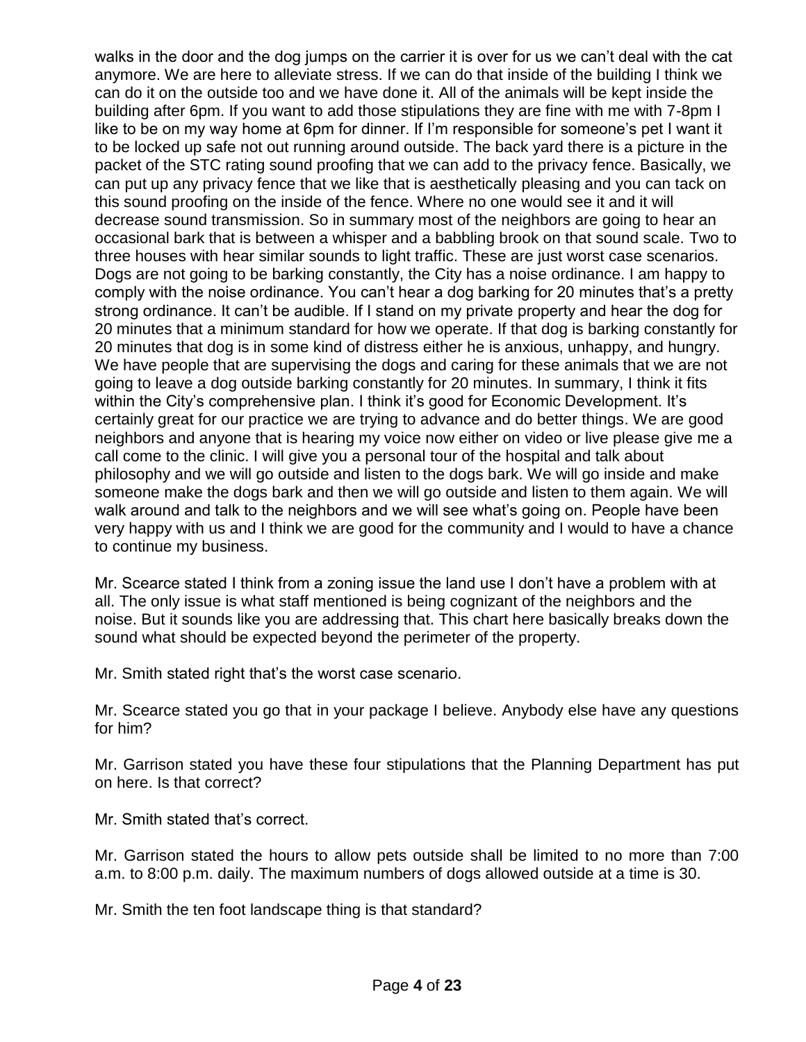walks in the door and the dog jumps on the carrier it is over for us we can't deal with the cat anymore. We are here to alleviate stress. If we can do that inside of the building I think we can do it on the outside too and we have done it. All of the animals will be kept inside the building after 6pm. If you want to add those stipulations they are fine with me with 7-8pm I like to be on my way home at 6pm for dinner. If I'm responsible for someone's pet I want it to be locked up safe not out running around outside. The back yard there is a picture in the packet of the STC rating sound proofing that we can add to the privacy fence. Basically, we can put up any privacy fence that we like that is aesthetically pleasing and you can tack on this sound proofing on the inside of the fence. Where no one would see it and it will decrease sound transmission. So in summary most of the neighbors are going to hear an occasional bark that is between a whisper and a babbling brook on that sound scale. Two to three houses with hear similar sounds to light traffic. These are just worst case scenarios. Dogs are not going to be barking constantly, the City has a noise ordinance. I am happy to comply with the noise ordinance. You can't hear a dog barking for 20 minutes that's a pretty strong ordinance. It can't be audible. If I stand on my private property and hear the dog for 20 minutes that a minimum standard for how we operate. If that dog is barking constantly for 20 minutes that dog is in some kind of distress either he is anxious, unhappy, and hungry. We have people that are supervising the dogs and caring for these animals that we are not going to leave a dog outside barking constantly for 20 minutes. In summary, I think it fits within the City's comprehensive plan. I think it's good for Economic Development. It's certainly great for our practice we are trying to advance and do better things. We are good neighbors and anyone that is hearing my voice now either on video or live please give me a call come to the clinic. I will give you a personal tour of the hospital and talk about philosophy and we will go outside and listen to the dogs bark. We will go inside and make someone make the dogs bark and then we will go outside and listen to them again. We will walk around and talk to the neighbors and we will see what's going on. People have been very happy with us and I think we are good for the community and I would to have a chance to continue my business.

Mr. Scearce stated I think from a zoning issue the land use I don't have a problem with at all. The only issue is what staff mentioned is being cognizant of the neighbors and the noise. But it sounds like you are addressing that. This chart here basically breaks down the sound what should be expected beyond the perimeter of the property.

Mr. Smith stated right that's the worst case scenario.

Mr. Scearce stated you go that in your package I believe. Anybody else have any questions for him?

Mr. Garrison stated you have these four stipulations that the Planning Department has put on here. Is that correct?

Mr. Smith stated that's correct.

Mr. Garrison stated the hours to allow pets outside shall be limited to no more than 7:00 a.m. to 8:00 p.m. daily. The maximum numbers of dogs allowed outside at a time is 30.

Mr. Smith the ten foot landscape thing is that standard?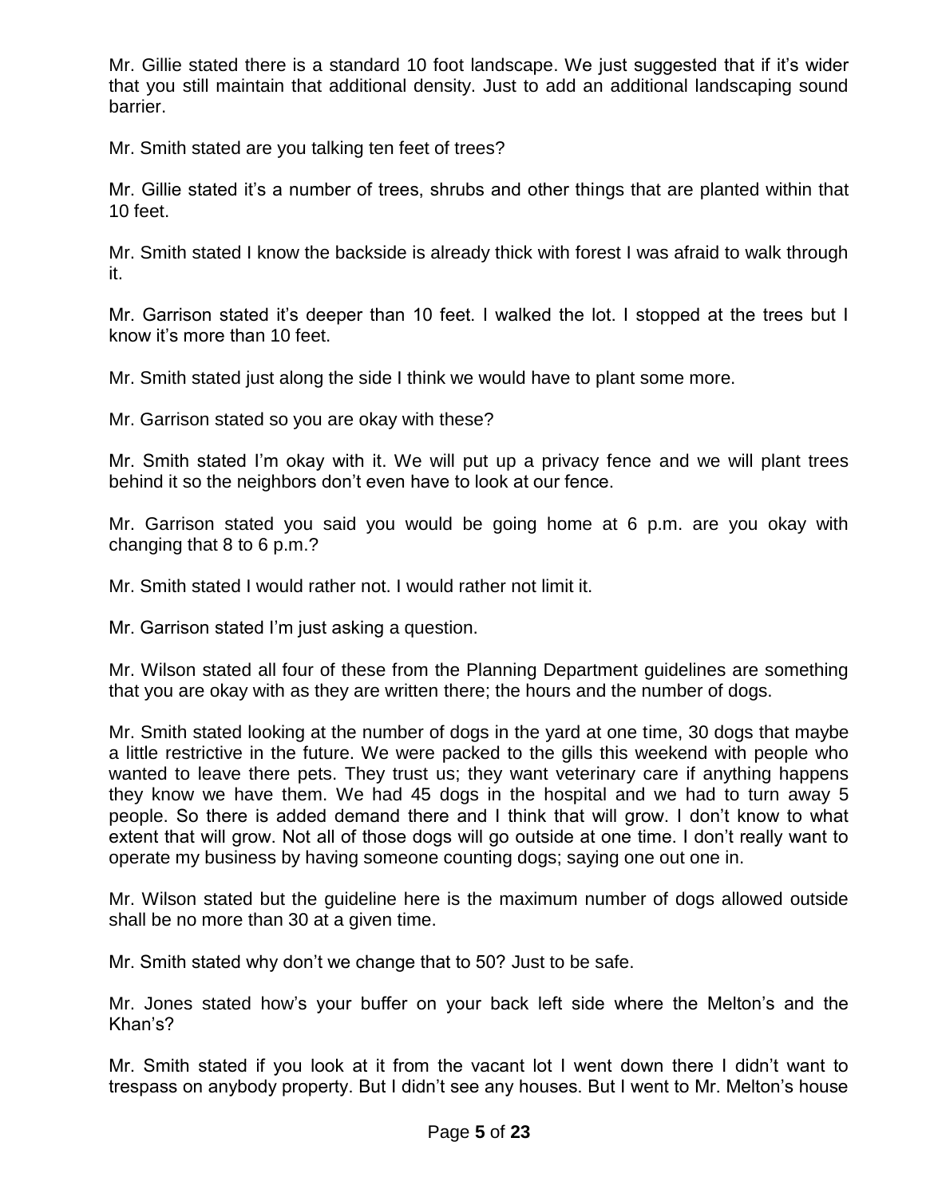Mr. Gillie stated there is a standard 10 foot landscape. We just suggested that if it's wider that you still maintain that additional density. Just to add an additional landscaping sound barrier.

Mr. Smith stated are you talking ten feet of trees?

Mr. Gillie stated it's a number of trees, shrubs and other things that are planted within that 10 feet.

Mr. Smith stated I know the backside is already thick with forest I was afraid to walk through it.

Mr. Garrison stated it's deeper than 10 feet. I walked the lot. I stopped at the trees but I know it's more than 10 feet.

Mr. Smith stated just along the side I think we would have to plant some more.

Mr. Garrison stated so you are okay with these?

Mr. Smith stated I'm okay with it. We will put up a privacy fence and we will plant trees behind it so the neighbors don't even have to look at our fence.

Mr. Garrison stated you said you would be going home at 6 p.m. are you okay with changing that 8 to 6 p.m.?

Mr. Smith stated I would rather not. I would rather not limit it.

Mr. Garrison stated I'm just asking a question.

Mr. Wilson stated all four of these from the Planning Department guidelines are something that you are okay with as they are written there; the hours and the number of dogs.

Mr. Smith stated looking at the number of dogs in the yard at one time, 30 dogs that maybe a little restrictive in the future. We were packed to the gills this weekend with people who wanted to leave there pets. They trust us; they want veterinary care if anything happens they know we have them. We had 45 dogs in the hospital and we had to turn away 5 people. So there is added demand there and I think that will grow. I don't know to what extent that will grow. Not all of those dogs will go outside at one time. I don't really want to operate my business by having someone counting dogs; saying one out one in.

Mr. Wilson stated but the guideline here is the maximum number of dogs allowed outside shall be no more than 30 at a given time.

Mr. Smith stated why don't we change that to 50? Just to be safe.

Mr. Jones stated how's your buffer on your back left side where the Melton's and the Khan's?

Mr. Smith stated if you look at it from the vacant lot I went down there I didn't want to trespass on anybody property. But I didn't see any houses. But I went to Mr. Melton's house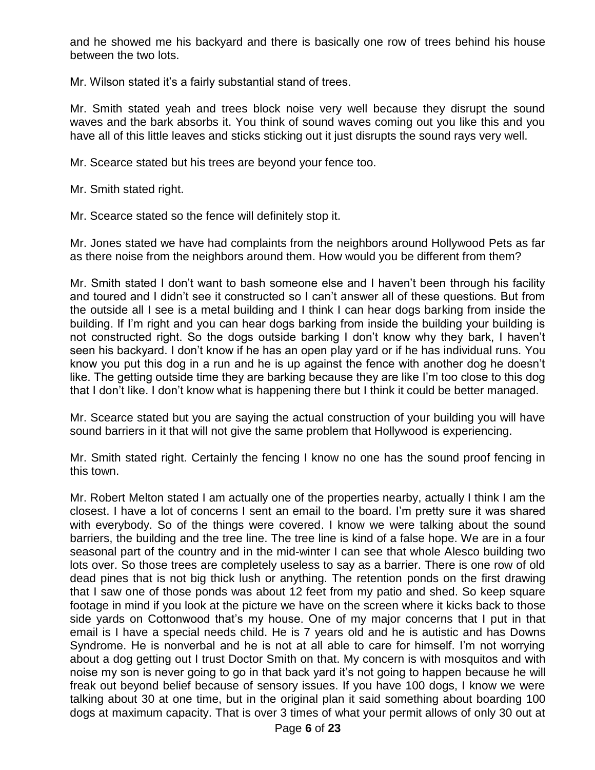and he showed me his backyard and there is basically one row of trees behind his house between the two lots.

Mr. Wilson stated it's a fairly substantial stand of trees.

Mr. Smith stated yeah and trees block noise very well because they disrupt the sound waves and the bark absorbs it. You think of sound waves coming out you like this and you have all of this little leaves and sticks sticking out it just disrupts the sound rays very well.

Mr. Scearce stated but his trees are beyond your fence too.

Mr. Smith stated right.

Mr. Scearce stated so the fence will definitely stop it.

Mr. Jones stated we have had complaints from the neighbors around Hollywood Pets as far as there noise from the neighbors around them. How would you be different from them?

Mr. Smith stated I don't want to bash someone else and I haven't been through his facility and toured and I didn't see it constructed so I can't answer all of these questions. But from the outside all I see is a metal building and I think I can hear dogs barking from inside the building. If I'm right and you can hear dogs barking from inside the building your building is not constructed right. So the dogs outside barking I don't know why they bark, I haven't seen his backyard. I don't know if he has an open play yard or if he has individual runs. You know you put this dog in a run and he is up against the fence with another dog he doesn't like. The getting outside time they are barking because they are like I'm too close to this dog that I don't like. I don't know what is happening there but I think it could be better managed.

Mr. Scearce stated but you are saying the actual construction of your building you will have sound barriers in it that will not give the same problem that Hollywood is experiencing.

Mr. Smith stated right. Certainly the fencing I know no one has the sound proof fencing in this town.

Mr. Robert Melton stated I am actually one of the properties nearby, actually I think I am the closest. I have a lot of concerns I sent an email to the board. I'm pretty sure it was shared with everybody. So of the things were covered. I know we were talking about the sound barriers, the building and the tree line. The tree line is kind of a false hope. We are in a four seasonal part of the country and in the mid-winter I can see that whole Alesco building two lots over. So those trees are completely useless to say as a barrier. There is one row of old dead pines that is not big thick lush or anything. The retention ponds on the first drawing that I saw one of those ponds was about 12 feet from my patio and shed. So keep square footage in mind if you look at the picture we have on the screen where it kicks back to those side yards on Cottonwood that's my house. One of my major concerns that I put in that email is I have a special needs child. He is 7 years old and he is autistic and has Downs Syndrome. He is nonverbal and he is not at all able to care for himself. I'm not worrying about a dog getting out I trust Doctor Smith on that. My concern is with mosquitos and with noise my son is never going to go in that back yard it's not going to happen because he will freak out beyond belief because of sensory issues. If you have 100 dogs, I know we were talking about 30 at one time, but in the original plan it said something about boarding 100 dogs at maximum capacity. That is over 3 times of what your permit allows of only 30 out at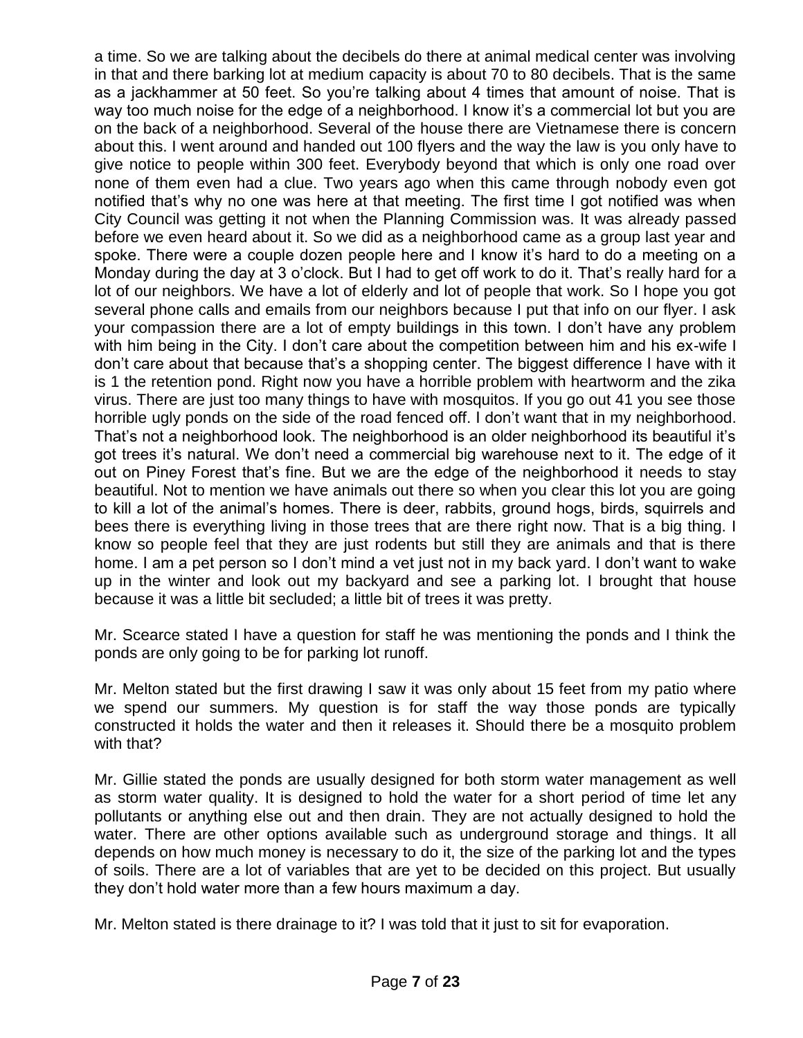a time. So we are talking about the decibels do there at animal medical center was involving in that and there barking lot at medium capacity is about 70 to 80 decibels. That is the same as a jackhammer at 50 feet. So you're talking about 4 times that amount of noise. That is way too much noise for the edge of a neighborhood. I know it's a commercial lot but you are on the back of a neighborhood. Several of the house there are Vietnamese there is concern about this. I went around and handed out 100 flyers and the way the law is you only have to give notice to people within 300 feet. Everybody beyond that which is only one road over none of them even had a clue. Two years ago when this came through nobody even got notified that's why no one was here at that meeting. The first time I got notified was when City Council was getting it not when the Planning Commission was. It was already passed before we even heard about it. So we did as a neighborhood came as a group last year and spoke. There were a couple dozen people here and I know it's hard to do a meeting on a Monday during the day at 3 o'clock. But I had to get off work to do it. That's really hard for a lot of our neighbors. We have a lot of elderly and lot of people that work. So I hope you got several phone calls and emails from our neighbors because I put that info on our flyer. I ask your compassion there are a lot of empty buildings in this town. I don't have any problem with him being in the City. I don't care about the competition between him and his ex-wife I don't care about that because that's a shopping center. The biggest difference I have with it is 1 the retention pond. Right now you have a horrible problem with heartworm and the zika virus. There are just too many things to have with mosquitos. If you go out 41 you see those horrible ugly ponds on the side of the road fenced off. I don't want that in my neighborhood. That's not a neighborhood look. The neighborhood is an older neighborhood its beautiful it's got trees it's natural. We don't need a commercial big warehouse next to it. The edge of it out on Piney Forest that's fine. But we are the edge of the neighborhood it needs to stay beautiful. Not to mention we have animals out there so when you clear this lot you are going to kill a lot of the animal's homes. There is deer, rabbits, ground hogs, birds, squirrels and bees there is everything living in those trees that are there right now. That is a big thing. I know so people feel that they are just rodents but still they are animals and that is there home. I am a pet person so I don't mind a vet just not in my back yard. I don't want to wake up in the winter and look out my backyard and see a parking lot. I brought that house because it was a little bit secluded; a little bit of trees it was pretty.

Mr. Scearce stated I have a question for staff he was mentioning the ponds and I think the ponds are only going to be for parking lot runoff.

Mr. Melton stated but the first drawing I saw it was only about 15 feet from my patio where we spend our summers. My question is for staff the way those ponds are typically constructed it holds the water and then it releases it. Should there be a mosquito problem with that?

Mr. Gillie stated the ponds are usually designed for both storm water management as well as storm water quality. It is designed to hold the water for a short period of time let any pollutants or anything else out and then drain. They are not actually designed to hold the water. There are other options available such as underground storage and things. It all depends on how much money is necessary to do it, the size of the parking lot and the types of soils. There are a lot of variables that are yet to be decided on this project. But usually they don't hold water more than a few hours maximum a day.

Mr. Melton stated is there drainage to it? I was told that it just to sit for evaporation.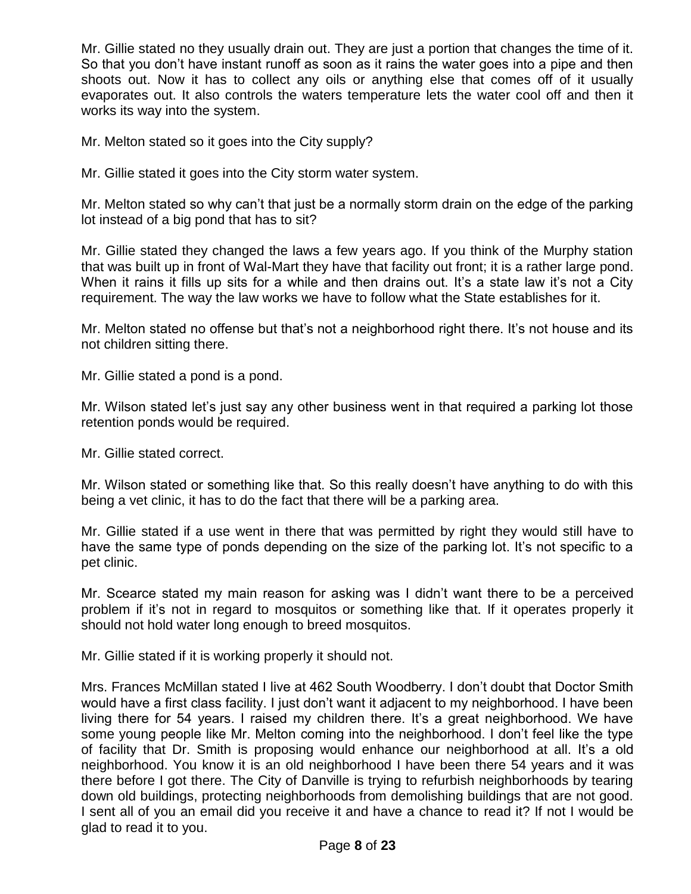Mr. Gillie stated no they usually drain out. They are just a portion that changes the time of it. So that you don't have instant runoff as soon as it rains the water goes into a pipe and then shoots out. Now it has to collect any oils or anything else that comes off of it usually evaporates out. It also controls the waters temperature lets the water cool off and then it works its way into the system.

Mr. Melton stated so it goes into the City supply?

Mr. Gillie stated it goes into the City storm water system.

Mr. Melton stated so why can't that just be a normally storm drain on the edge of the parking lot instead of a big pond that has to sit?

Mr. Gillie stated they changed the laws a few years ago. If you think of the Murphy station that was built up in front of Wal-Mart they have that facility out front; it is a rather large pond. When it rains it fills up sits for a while and then drains out. It's a state law it's not a City requirement. The way the law works we have to follow what the State establishes for it.

Mr. Melton stated no offense but that's not a neighborhood right there. It's not house and its not children sitting there.

Mr. Gillie stated a pond is a pond.

Mr. Wilson stated let's just say any other business went in that required a parking lot those retention ponds would be required.

Mr. Gillie stated correct.

Mr. Wilson stated or something like that. So this really doesn't have anything to do with this being a vet clinic, it has to do the fact that there will be a parking area.

Mr. Gillie stated if a use went in there that was permitted by right they would still have to have the same type of ponds depending on the size of the parking lot. It's not specific to a pet clinic.

Mr. Scearce stated my main reason for asking was I didn't want there to be a perceived problem if it's not in regard to mosquitos or something like that. If it operates properly it should not hold water long enough to breed mosquitos.

Mr. Gillie stated if it is working properly it should not.

Mrs. Frances McMillan stated I live at 462 South Woodberry. I don't doubt that Doctor Smith would have a first class facility. I just don't want it adjacent to my neighborhood. I have been living there for 54 years. I raised my children there. It's a great neighborhood. We have some young people like Mr. Melton coming into the neighborhood. I don't feel like the type of facility that Dr. Smith is proposing would enhance our neighborhood at all. It's a old neighborhood. You know it is an old neighborhood I have been there 54 years and it was there before I got there. The City of Danville is trying to refurbish neighborhoods by tearing down old buildings, protecting neighborhoods from demolishing buildings that are not good. I sent all of you an email did you receive it and have a chance to read it? If not I would be glad to read it to you.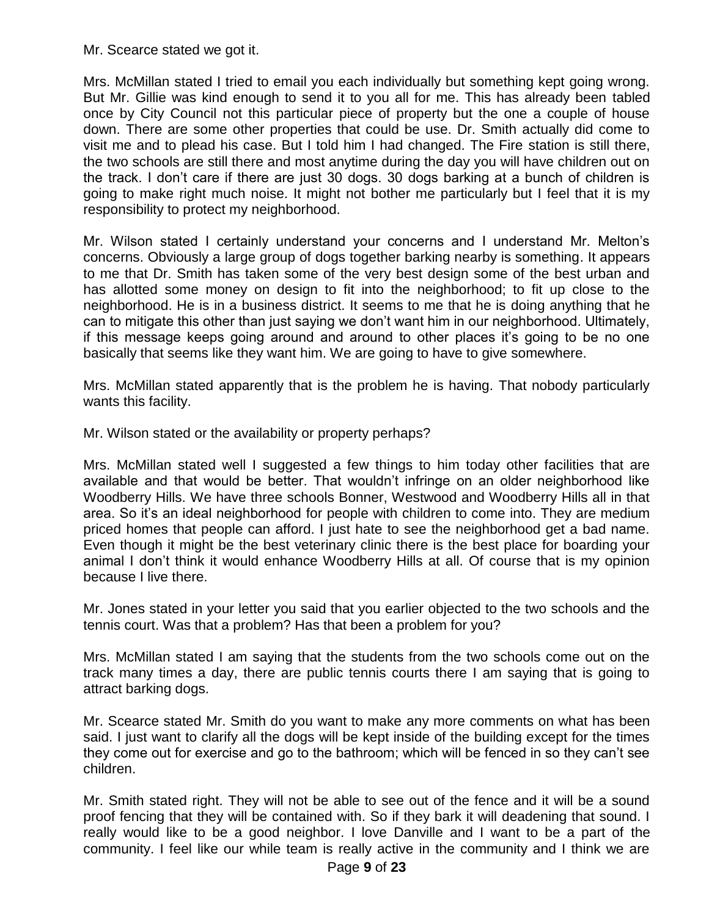Mr. Scearce stated we got it.

Mrs. McMillan stated I tried to email you each individually but something kept going wrong. But Mr. Gillie was kind enough to send it to you all for me. This has already been tabled once by City Council not this particular piece of property but the one a couple of house down. There are some other properties that could be use. Dr. Smith actually did come to visit me and to plead his case. But I told him I had changed. The Fire station is still there, the two schools are still there and most anytime during the day you will have children out on the track. I don't care if there are just 30 dogs. 30 dogs barking at a bunch of children is going to make right much noise. It might not bother me particularly but I feel that it is my responsibility to protect my neighborhood.

Mr. Wilson stated I certainly understand your concerns and I understand Mr. Melton's concerns. Obviously a large group of dogs together barking nearby is something. It appears to me that Dr. Smith has taken some of the very best design some of the best urban and has allotted some money on design to fit into the neighborhood; to fit up close to the neighborhood. He is in a business district. It seems to me that he is doing anything that he can to mitigate this other than just saying we don't want him in our neighborhood. Ultimately, if this message keeps going around and around to other places it's going to be no one basically that seems like they want him. We are going to have to give somewhere.

Mrs. McMillan stated apparently that is the problem he is having. That nobody particularly wants this facility.

Mr. Wilson stated or the availability or property perhaps?

Mrs. McMillan stated well I suggested a few things to him today other facilities that are available and that would be better. That wouldn't infringe on an older neighborhood like Woodberry Hills. We have three schools Bonner, Westwood and Woodberry Hills all in that area. So it's an ideal neighborhood for people with children to come into. They are medium priced homes that people can afford. I just hate to see the neighborhood get a bad name. Even though it might be the best veterinary clinic there is the best place for boarding your animal I don't think it would enhance Woodberry Hills at all. Of course that is my opinion because I live there.

Mr. Jones stated in your letter you said that you earlier objected to the two schools and the tennis court. Was that a problem? Has that been a problem for you?

Mrs. McMillan stated I am saying that the students from the two schools come out on the track many times a day, there are public tennis courts there I am saying that is going to attract barking dogs.

Mr. Scearce stated Mr. Smith do you want to make any more comments on what has been said. I just want to clarify all the dogs will be kept inside of the building except for the times they come out for exercise and go to the bathroom; which will be fenced in so they can't see children.

Mr. Smith stated right. They will not be able to see out of the fence and it will be a sound proof fencing that they will be contained with. So if they bark it will deadening that sound. I really would like to be a good neighbor. I love Danville and I want to be a part of the community. I feel like our while team is really active in the community and I think we are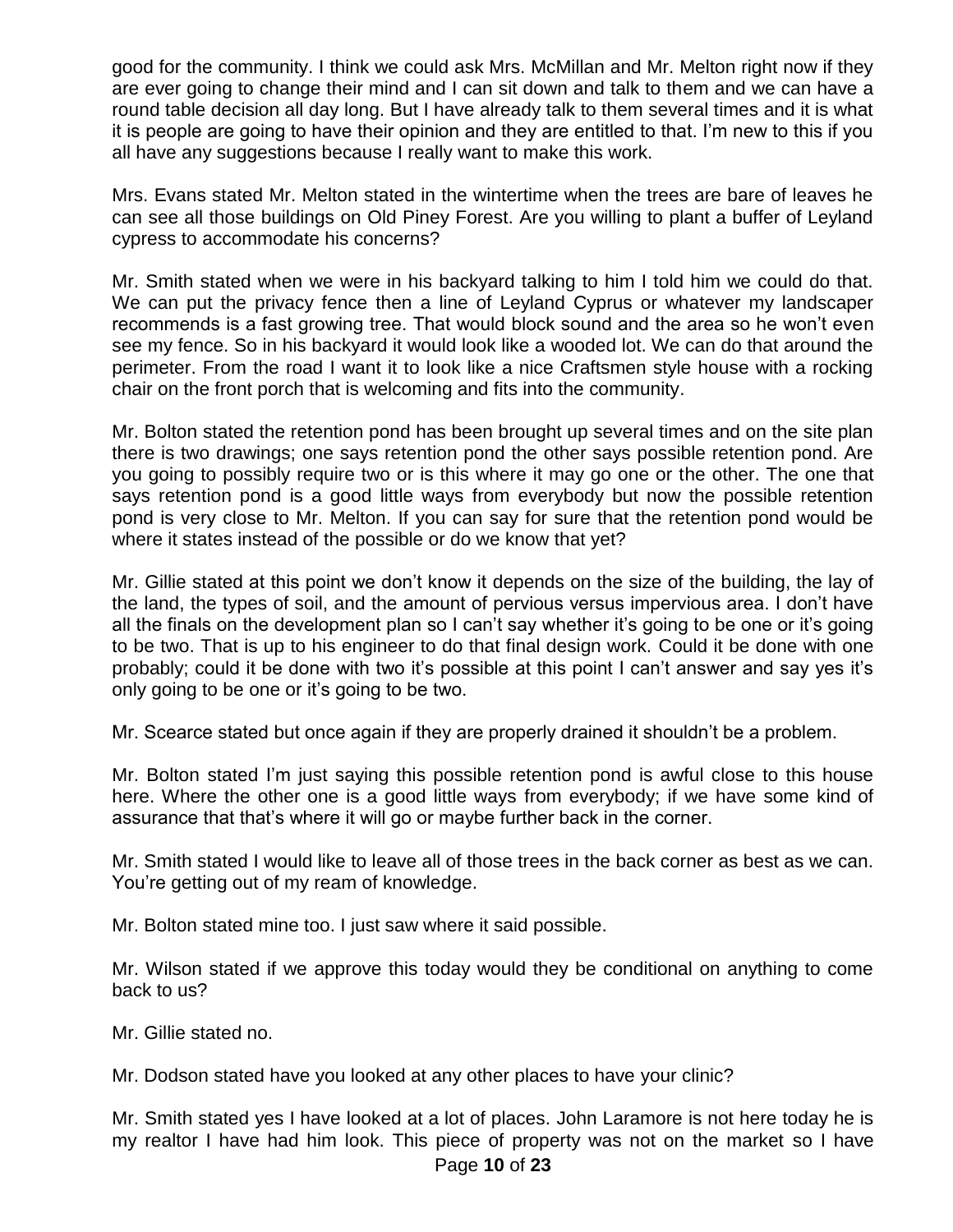good for the community. I think we could ask Mrs. McMillan and Mr. Melton right now if they are ever going to change their mind and I can sit down and talk to them and we can have a round table decision all day long. But I have already talk to them several times and it is what it is people are going to have their opinion and they are entitled to that. I'm new to this if you all have any suggestions because I really want to make this work.

Mrs. Evans stated Mr. Melton stated in the wintertime when the trees are bare of leaves he can see all those buildings on Old Piney Forest. Are you willing to plant a buffer of Leyland cypress to accommodate his concerns?

Mr. Smith stated when we were in his backyard talking to him I told him we could do that. We can put the privacy fence then a line of Leyland Cyprus or whatever my landscaper recommends is a fast growing tree. That would block sound and the area so he won't even see my fence. So in his backyard it would look like a wooded lot. We can do that around the perimeter. From the road I want it to look like a nice Craftsmen style house with a rocking chair on the front porch that is welcoming and fits into the community.

Mr. Bolton stated the retention pond has been brought up several times and on the site plan there is two drawings; one says retention pond the other says possible retention pond. Are you going to possibly require two or is this where it may go one or the other. The one that says retention pond is a good little ways from everybody but now the possible retention pond is very close to Mr. Melton. If you can say for sure that the retention pond would be where it states instead of the possible or do we know that yet?

Mr. Gillie stated at this point we don't know it depends on the size of the building, the lay of the land, the types of soil, and the amount of pervious versus impervious area. I don't have all the finals on the development plan so I can't say whether it's going to be one or it's going to be two. That is up to his engineer to do that final design work. Could it be done with one probably; could it be done with two it's possible at this point I can't answer and say yes it's only going to be one or it's going to be two.

Mr. Scearce stated but once again if they are properly drained it shouldn't be a problem.

Mr. Bolton stated I'm just saying this possible retention pond is awful close to this house here. Where the other one is a good little ways from everybody; if we have some kind of assurance that that's where it will go or maybe further back in the corner.

Mr. Smith stated I would like to leave all of those trees in the back corner as best as we can. You're getting out of my ream of knowledge.

Mr. Bolton stated mine too. I just saw where it said possible.

Mr. Wilson stated if we approve this today would they be conditional on anything to come back to us?

Mr. Gillie stated no.

Mr. Dodson stated have you looked at any other places to have your clinic?

Mr. Smith stated yes I have looked at a lot of places. John Laramore is not here today he is my realtor I have had him look. This piece of property was not on the market so I have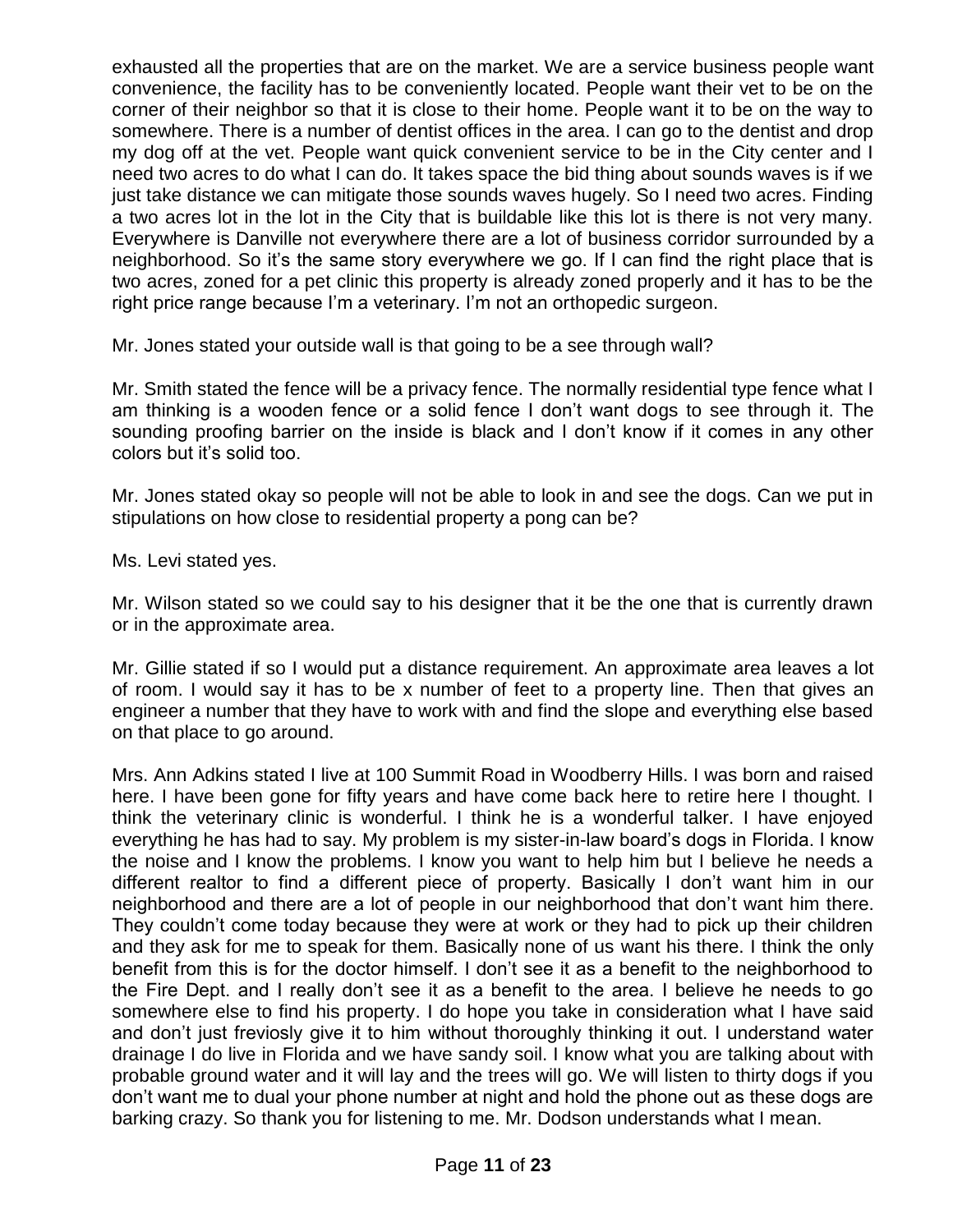exhausted all the properties that are on the market. We are a service business people want convenience, the facility has to be conveniently located. People want their vet to be on the corner of their neighbor so that it is close to their home. People want it to be on the way to somewhere. There is a number of dentist offices in the area. I can go to the dentist and drop my dog off at the vet. People want quick convenient service to be in the City center and I need two acres to do what I can do. It takes space the bid thing about sounds waves is if we just take distance we can mitigate those sounds waves hugely. So I need two acres. Finding a two acres lot in the lot in the City that is buildable like this lot is there is not very many. Everywhere is Danville not everywhere there are a lot of business corridor surrounded by a neighborhood. So it's the same story everywhere we go. If I can find the right place that is two acres, zoned for a pet clinic this property is already zoned properly and it has to be the right price range because I'm a veterinary. I'm not an orthopedic surgeon.

Mr. Jones stated your outside wall is that going to be a see through wall?

Mr. Smith stated the fence will be a privacy fence. The normally residential type fence what I am thinking is a wooden fence or a solid fence I don't want dogs to see through it. The sounding proofing barrier on the inside is black and I don't know if it comes in any other colors but it's solid too.

Mr. Jones stated okay so people will not be able to look in and see the dogs. Can we put in stipulations on how close to residential property a pong can be?

Ms. Levi stated yes.

Mr. Wilson stated so we could say to his designer that it be the one that is currently drawn or in the approximate area.

Mr. Gillie stated if so I would put a distance requirement. An approximate area leaves a lot of room. I would say it has to be x number of feet to a property line. Then that gives an engineer a number that they have to work with and find the slope and everything else based on that place to go around.

Mrs. Ann Adkins stated I live at 100 Summit Road in Woodberry Hills. I was born and raised here. I have been gone for fifty years and have come back here to retire here I thought. I think the veterinary clinic is wonderful. I think he is a wonderful talker. I have enjoyed everything he has had to say. My problem is my sister-in-law board's dogs in Florida. I know the noise and I know the problems. I know you want to help him but I believe he needs a different realtor to find a different piece of property. Basically I don't want him in our neighborhood and there are a lot of people in our neighborhood that don't want him there. They couldn't come today because they were at work or they had to pick up their children and they ask for me to speak for them. Basically none of us want his there. I think the only benefit from this is for the doctor himself. I don't see it as a benefit to the neighborhood to the Fire Dept. and I really don't see it as a benefit to the area. I believe he needs to go somewhere else to find his property. I do hope you take in consideration what I have said and don't just freviosly give it to him without thoroughly thinking it out. I understand water drainage I do live in Florida and we have sandy soil. I know what you are talking about with probable ground water and it will lay and the trees will go. We will listen to thirty dogs if you don't want me to dual your phone number at night and hold the phone out as these dogs are barking crazy. So thank you for listening to me. Mr. Dodson understands what I mean.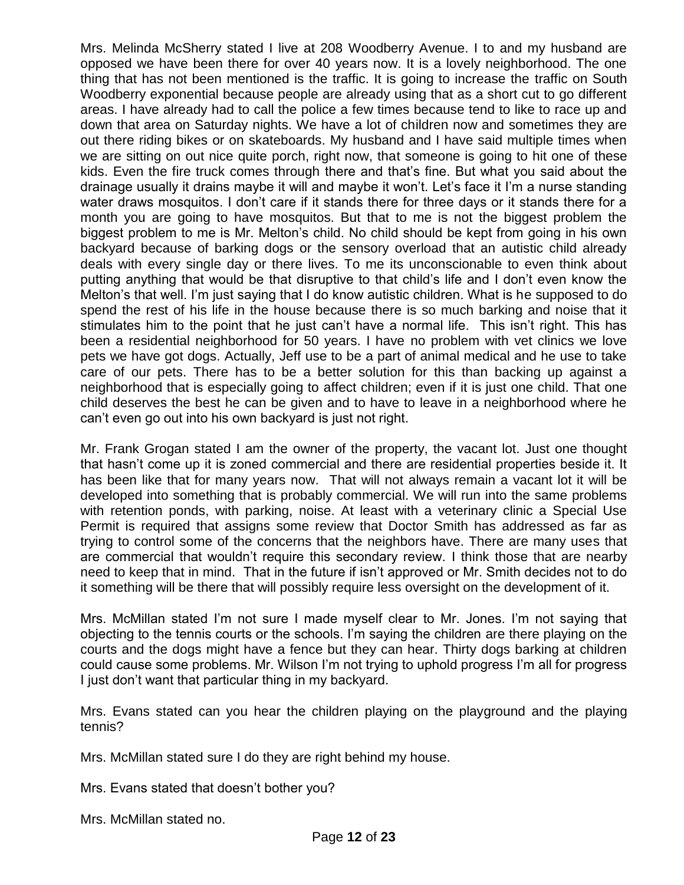Mrs. Melinda McSherry stated I live at 208 Woodberry Avenue. I to and my husband are opposed we have been there for over 40 years now. It is a lovely neighborhood. The one thing that has not been mentioned is the traffic. It is going to increase the traffic on South Woodberry exponential because people are already using that as a short cut to go different areas. I have already had to call the police a few times because tend to like to race up and down that area on Saturday nights. We have a lot of children now and sometimes they are out there riding bikes or on skateboards. My husband and I have said multiple times when we are sitting on out nice quite porch, right now, that someone is going to hit one of these kids. Even the fire truck comes through there and that's fine. But what you said about the drainage usually it drains maybe it will and maybe it won't. Let's face it I'm a nurse standing water draws mosquitos. I don't care if it stands there for three days or it stands there for a month you are going to have mosquitos. But that to me is not the biggest problem the biggest problem to me is Mr. Melton's child. No child should be kept from going in his own backyard because of barking dogs or the sensory overload that an autistic child already deals with every single day or there lives. To me its unconscionable to even think about putting anything that would be that disruptive to that child's life and I don't even know the Melton's that well. I'm just saying that I do know autistic children. What is he supposed to do spend the rest of his life in the house because there is so much barking and noise that it stimulates him to the point that he just can't have a normal life. This isn't right. This has been a residential neighborhood for 50 years. I have no problem with vet clinics we love pets we have got dogs. Actually, Jeff use to be a part of animal medical and he use to take care of our pets. There has to be a better solution for this than backing up against a neighborhood that is especially going to affect children; even if it is just one child. That one child deserves the best he can be given and to have to leave in a neighborhood where he can't even go out into his own backyard is just not right.

Mr. Frank Grogan stated I am the owner of the property, the vacant lot. Just one thought that hasn't come up it is zoned commercial and there are residential properties beside it. It has been like that for many years now. That will not always remain a vacant lot it will be developed into something that is probably commercial. We will run into the same problems with retention ponds, with parking, noise. At least with a veterinary clinic a Special Use Permit is required that assigns some review that Doctor Smith has addressed as far as trying to control some of the concerns that the neighbors have. There are many uses that are commercial that wouldn't require this secondary review. I think those that are nearby need to keep that in mind. That in the future if isn't approved or Mr. Smith decides not to do it something will be there that will possibly require less oversight on the development of it.

Mrs. McMillan stated I'm not sure I made myself clear to Mr. Jones. I'm not saying that objecting to the tennis courts or the schools. I'm saying the children are there playing on the courts and the dogs might have a fence but they can hear. Thirty dogs barking at children could cause some problems. Mr. Wilson I'm not trying to uphold progress I'm all for progress I just don't want that particular thing in my backyard.

Mrs. Evans stated can you hear the children playing on the playground and the playing tennis?

Mrs. McMillan stated sure I do they are right behind my house.

Mrs. Evans stated that doesn't bother you?

Mrs. McMillan stated no.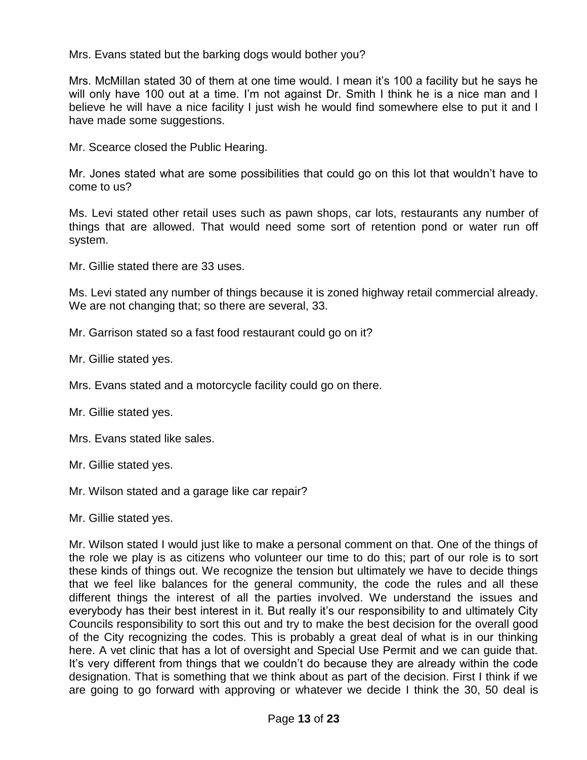Mrs. Evans stated but the barking dogs would bother you?

Mrs. McMillan stated 30 of them at one time would. I mean it's 100 a facility but he says he will only have 100 out at a time. I'm not against Dr. Smith I think he is a nice man and I believe he will have a nice facility I just wish he would find somewhere else to put it and I have made some suggestions.

Mr. Scearce closed the Public Hearing.

Mr. Jones stated what are some possibilities that could go on this lot that wouldn't have to come to us?

Ms. Levi stated other retail uses such as pawn shops, car lots, restaurants any number of things that are allowed. That would need some sort of retention pond or water run off system.

Mr. Gillie stated there are 33 uses.

Ms. Levi stated any number of things because it is zoned highway retail commercial already. We are not changing that; so there are several, 33.

Mr. Garrison stated so a fast food restaurant could go on it?

Mr. Gillie stated yes.

Mrs. Evans stated and a motorcycle facility could go on there.

Mr. Gillie stated yes.

Mrs. Evans stated like sales.

Mr. Gillie stated yes.

Mr. Wilson stated and a garage like car repair?

Mr. Gillie stated yes.

Mr. Wilson stated I would just like to make a personal comment on that. One of the things of the role we play is as citizens who volunteer our time to do this; part of our role is to sort these kinds of things out. We recognize the tension but ultimately we have to decide things that we feel like balances for the general community, the code the rules and all these different things the interest of all the parties involved. We understand the issues and everybody has their best interest in it. But really it's our responsibility to and ultimately City Councils responsibility to sort this out and try to make the best decision for the overall good of the City recognizing the codes. This is probably a great deal of what is in our thinking here. A vet clinic that has a lot of oversight and Special Use Permit and we can guide that. It's very different from things that we couldn't do because they are already within the code designation. That is something that we think about as part of the decision. First I think if we are going to go forward with approving or whatever we decide I think the 30, 50 deal is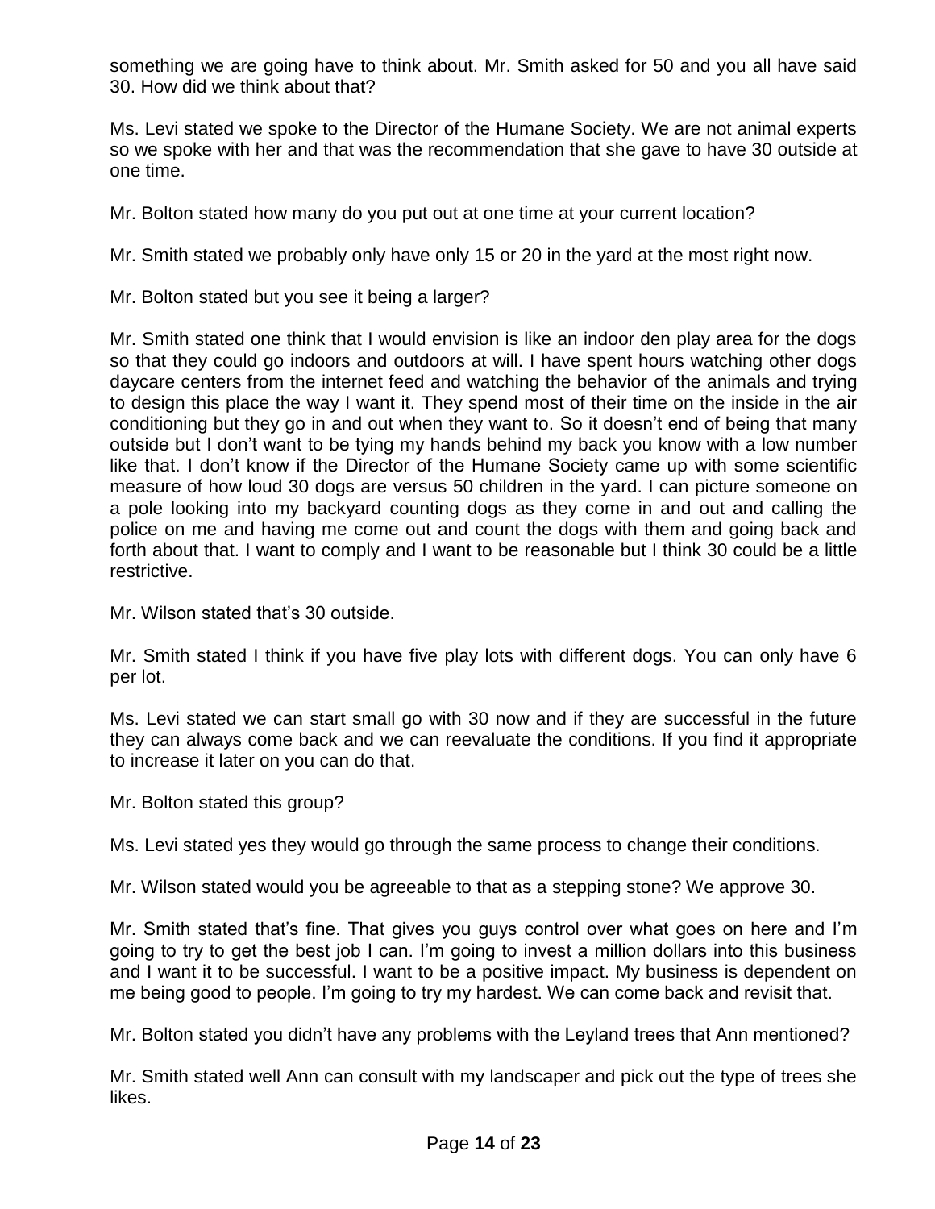something we are going have to think about. Mr. Smith asked for 50 and you all have said 30. How did we think about that?

Ms. Levi stated we spoke to the Director of the Humane Society. We are not animal experts so we spoke with her and that was the recommendation that she gave to have 30 outside at one time.

Mr. Bolton stated how many do you put out at one time at your current location?

Mr. Smith stated we probably only have only 15 or 20 in the yard at the most right now.

Mr. Bolton stated but you see it being a larger?

Mr. Smith stated one think that I would envision is like an indoor den play area for the dogs so that they could go indoors and outdoors at will. I have spent hours watching other dogs daycare centers from the internet feed and watching the behavior of the animals and trying to design this place the way I want it. They spend most of their time on the inside in the air conditioning but they go in and out when they want to. So it doesn't end of being that many outside but I don't want to be tying my hands behind my back you know with a low number like that. I don't know if the Director of the Humane Society came up with some scientific measure of how loud 30 dogs are versus 50 children in the yard. I can picture someone on a pole looking into my backyard counting dogs as they come in and out and calling the police on me and having me come out and count the dogs with them and going back and forth about that. I want to comply and I want to be reasonable but I think 30 could be a little restrictive.

Mr. Wilson stated that's 30 outside.

Mr. Smith stated I think if you have five play lots with different dogs. You can only have 6 per lot.

Ms. Levi stated we can start small go with 30 now and if they are successful in the future they can always come back and we can reevaluate the conditions. If you find it appropriate to increase it later on you can do that.

Mr. Bolton stated this group?

Ms. Levi stated yes they would go through the same process to change their conditions.

Mr. Wilson stated would you be agreeable to that as a stepping stone? We approve 30.

Mr. Smith stated that's fine. That gives you guys control over what goes on here and I'm going to try to get the best job I can. I'm going to invest a million dollars into this business and I want it to be successful. I want to be a positive impact. My business is dependent on me being good to people. I'm going to try my hardest. We can come back and revisit that.

Mr. Bolton stated you didn't have any problems with the Leyland trees that Ann mentioned?

Mr. Smith stated well Ann can consult with my landscaper and pick out the type of trees she likes.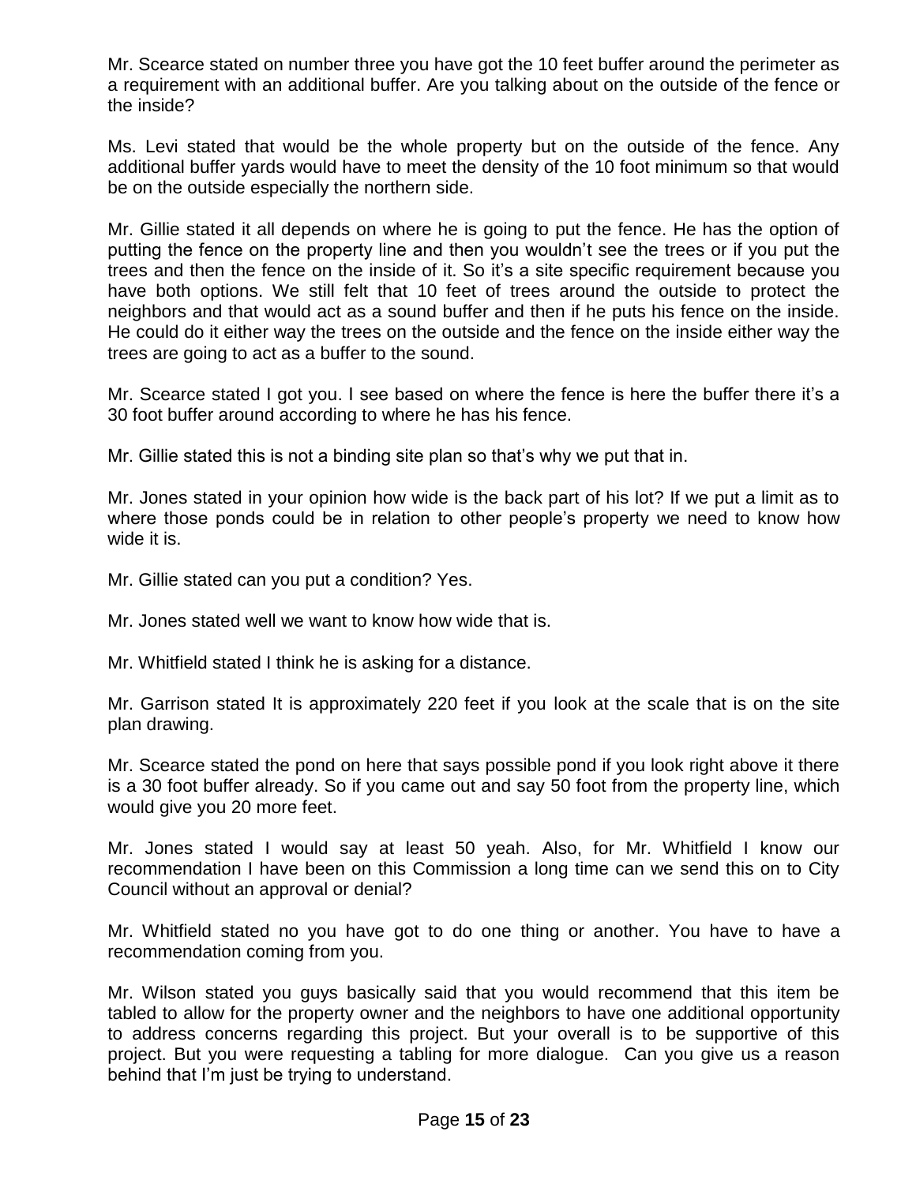Mr. Scearce stated on number three you have got the 10 feet buffer around the perimeter as a requirement with an additional buffer. Are you talking about on the outside of the fence or the inside?

Ms. Levi stated that would be the whole property but on the outside of the fence. Any additional buffer yards would have to meet the density of the 10 foot minimum so that would be on the outside especially the northern side.

Mr. Gillie stated it all depends on where he is going to put the fence. He has the option of putting the fence on the property line and then you wouldn't see the trees or if you put the trees and then the fence on the inside of it. So it's a site specific requirement because you have both options. We still felt that 10 feet of trees around the outside to protect the neighbors and that would act as a sound buffer and then if he puts his fence on the inside. He could do it either way the trees on the outside and the fence on the inside either way the trees are going to act as a buffer to the sound.

Mr. Scearce stated I got you. I see based on where the fence is here the buffer there it's a 30 foot buffer around according to where he has his fence.

Mr. Gillie stated this is not a binding site plan so that's why we put that in.

Mr. Jones stated in your opinion how wide is the back part of his lot? If we put a limit as to where those ponds could be in relation to other people's property we need to know how wide it is.

Mr. Gillie stated can you put a condition? Yes.

Mr. Jones stated well we want to know how wide that is.

Mr. Whitfield stated I think he is asking for a distance.

Mr. Garrison stated It is approximately 220 feet if you look at the scale that is on the site plan drawing.

Mr. Scearce stated the pond on here that says possible pond if you look right above it there is a 30 foot buffer already. So if you came out and say 50 foot from the property line, which would give you 20 more feet.

Mr. Jones stated I would say at least 50 yeah. Also, for Mr. Whitfield I know our recommendation I have been on this Commission a long time can we send this on to City Council without an approval or denial?

Mr. Whitfield stated no you have got to do one thing or another. You have to have a recommendation coming from you.

Mr. Wilson stated you guys basically said that you would recommend that this item be tabled to allow for the property owner and the neighbors to have one additional opportunity to address concerns regarding this project. But your overall is to be supportive of this project. But you were requesting a tabling for more dialogue. Can you give us a reason behind that I'm just be trying to understand.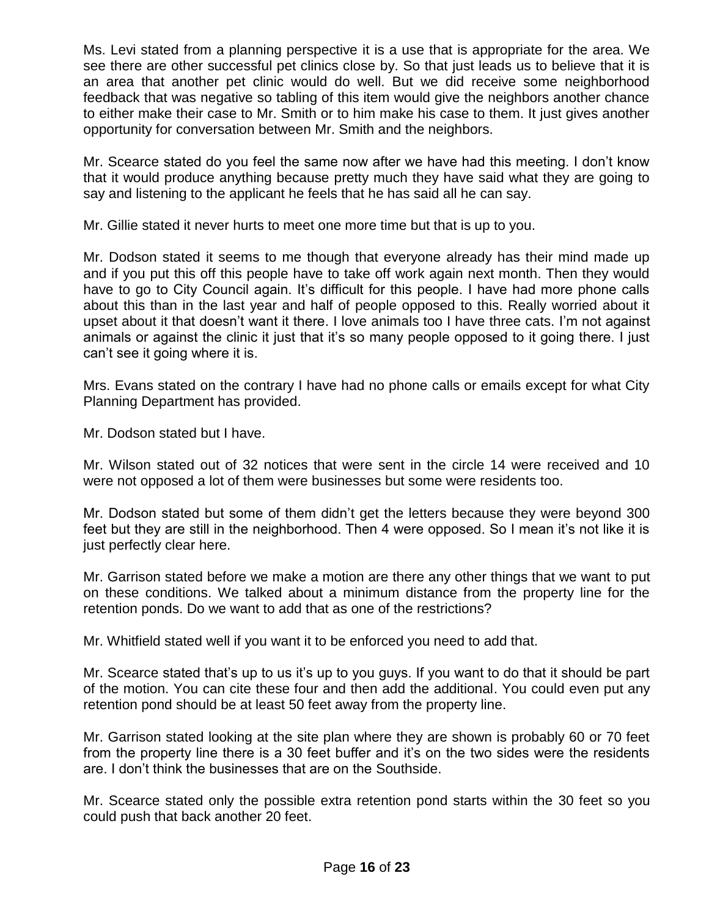Ms. Levi stated from a planning perspective it is a use that is appropriate for the area. We see there are other successful pet clinics close by. So that just leads us to believe that it is an area that another pet clinic would do well. But we did receive some neighborhood feedback that was negative so tabling of this item would give the neighbors another chance to either make their case to Mr. Smith or to him make his case to them. It just gives another opportunity for conversation between Mr. Smith and the neighbors.

Mr. Scearce stated do you feel the same now after we have had this meeting. I don't know that it would produce anything because pretty much they have said what they are going to say and listening to the applicant he feels that he has said all he can say.

Mr. Gillie stated it never hurts to meet one more time but that is up to you.

Mr. Dodson stated it seems to me though that everyone already has their mind made up and if you put this off this people have to take off work again next month. Then they would have to go to City Council again. It's difficult for this people. I have had more phone calls about this than in the last year and half of people opposed to this. Really worried about it upset about it that doesn't want it there. I love animals too I have three cats. I'm not against animals or against the clinic it just that it's so many people opposed to it going there. I just can't see it going where it is.

Mrs. Evans stated on the contrary I have had no phone calls or emails except for what City Planning Department has provided.

Mr. Dodson stated but I have.

Mr. Wilson stated out of 32 notices that were sent in the circle 14 were received and 10 were not opposed a lot of them were businesses but some were residents too.

Mr. Dodson stated but some of them didn't get the letters because they were beyond 300 feet but they are still in the neighborhood. Then 4 were opposed. So I mean it's not like it is just perfectly clear here.

Mr. Garrison stated before we make a motion are there any other things that we want to put on these conditions. We talked about a minimum distance from the property line for the retention ponds. Do we want to add that as one of the restrictions?

Mr. Whitfield stated well if you want it to be enforced you need to add that.

Mr. Scearce stated that's up to us it's up to you guys. If you want to do that it should be part of the motion. You can cite these four and then add the additional. You could even put any retention pond should be at least 50 feet away from the property line.

Mr. Garrison stated looking at the site plan where they are shown is probably 60 or 70 feet from the property line there is a 30 feet buffer and it's on the two sides were the residents are. I don't think the businesses that are on the Southside.

Mr. Scearce stated only the possible extra retention pond starts within the 30 feet so you could push that back another 20 feet.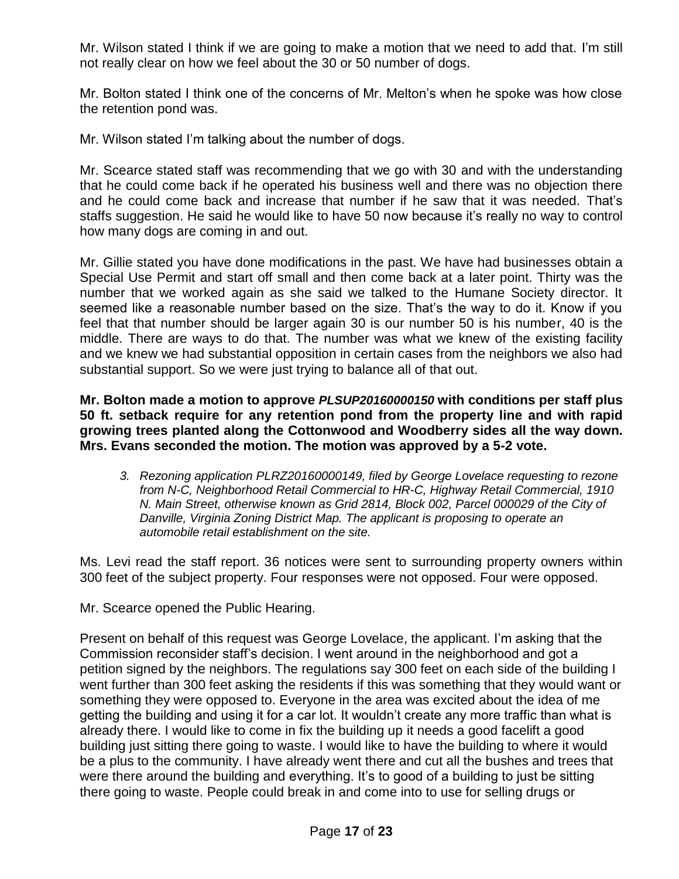Mr. Wilson stated I think if we are going to make a motion that we need to add that. I'm still not really clear on how we feel about the 30 or 50 number of dogs.

Mr. Bolton stated I think one of the concerns of Mr. Melton's when he spoke was how close the retention pond was.

Mr. Wilson stated I'm talking about the number of dogs.

Mr. Scearce stated staff was recommending that we go with 30 and with the understanding that he could come back if he operated his business well and there was no objection there and he could come back and increase that number if he saw that it was needed. That's staffs suggestion. He said he would like to have 50 now because it's really no way to control how many dogs are coming in and out.

Mr. Gillie stated you have done modifications in the past. We have had businesses obtain a Special Use Permit and start off small and then come back at a later point. Thirty was the number that we worked again as she said we talked to the Humane Society director. It seemed like a reasonable number based on the size. That's the way to do it. Know if you feel that that number should be larger again 30 is our number 50 is his number, 40 is the middle. There are ways to do that. The number was what we knew of the existing facility and we knew we had substantial opposition in certain cases from the neighbors we also had substantial support. So we were just trying to balance all of that out.

**Mr. Bolton made a motion to approve *PLSUP20160000150* with conditions per staff plus 50 ft. setback require for any retention pond from the property line and with rapid growing trees planted along the Cottonwood and Woodberry sides all the way down. Mrs. Evans seconded the motion. The motion was approved by a 5-2 vote.**

3. *Rezoning application PLRZ20160000149, filed by George Lovelace requesting to rezone from N-C, Neighborhood Retail Commercial to HR-C, Highway Retail Commercial, 1910 N. Main Street, otherwise known as Grid 2814, Block 002, Parcel 000029 of the City of Danville, Virginia Zoning District Map. The applicant is proposing to operate an automobile retail establishment on the site.*

Ms. Levi read the staff report. 36 notices were sent to surrounding property owners within 300 feet of the subject property. Four responses were not opposed. Four were opposed.

Mr. Scearce opened the Public Hearing.

Present on behalf of this request was George Lovelace, the applicant. I'm asking that the Commission reconsider staff's decision. I went around in the neighborhood and got a petition signed by the neighbors. The regulations say 300 feet on each side of the building I went further than 300 feet asking the residents if this was something that they would want or something they were opposed to. Everyone in the area was excited about the idea of me getting the building and using it for a car lot. It wouldn't create any more traffic than what is already there. I would like to come in fix the building up it needs a good facelift a good building just sitting there going to waste. I would like to have the building to where it would be a plus to the community. I have already went there and cut all the bushes and trees that were there around the building and everything. It's to good of a building to just be sitting there going to waste. People could break in and come into to use for selling drugs or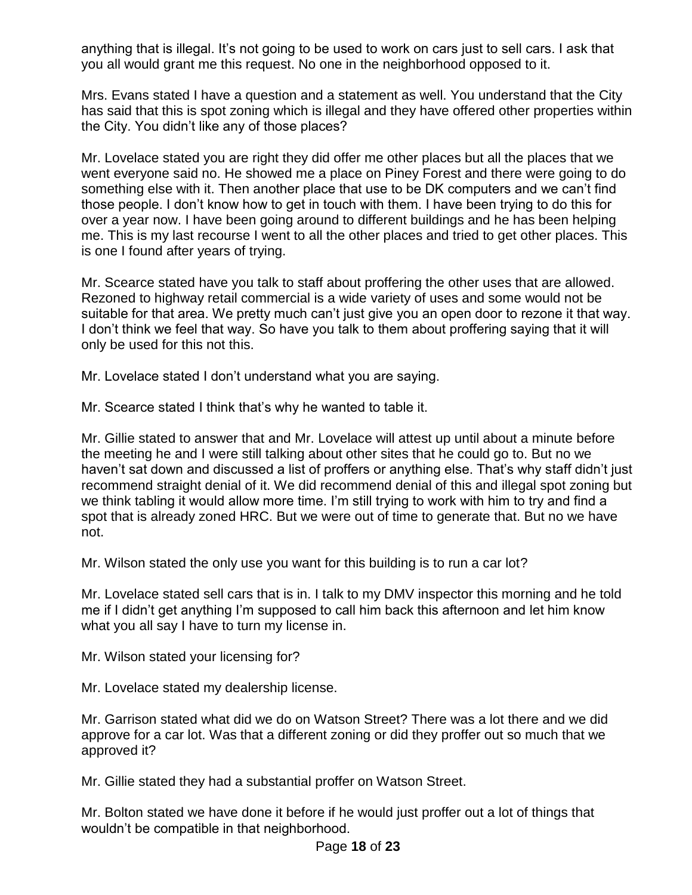anything that is illegal. It's not going to be used to work on cars just to sell cars. I ask that you all would grant me this request. No one in the neighborhood opposed to it.

Mrs. Evans stated I have a question and a statement as well. You understand that the City has said that this is spot zoning which is illegal and they have offered other properties within the City. You didn't like any of those places?

Mr. Lovelace stated you are right they did offer me other places but all the places that we went everyone said no. He showed me a place on Piney Forest and there were going to do something else with it. Then another place that use to be DK computers and we can't find those people. I don't know how to get in touch with them. I have been trying to do this for over a year now. I have been going around to different buildings and he has been helping me. This is my last recourse I went to all the other places and tried to get other places. This is one I found after years of trying.

Mr. Scearce stated have you talk to staff about proffering the other uses that are allowed. Rezoned to highway retail commercial is a wide variety of uses and some would not be suitable for that area. We pretty much can't just give you an open door to rezone it that way. I don't think we feel that way. So have you talk to them about proffering saying that it will only be used for this not this.

Mr. Lovelace stated I don't understand what you are saying.

Mr. Scearce stated I think that's why he wanted to table it.

Mr. Gillie stated to answer that and Mr. Lovelace will attest up until about a minute before the meeting he and I were still talking about other sites that he could go to. But no we haven't sat down and discussed a list of proffers or anything else. That's why staff didn't just recommend straight denial of it. We did recommend denial of this and illegal spot zoning but we think tabling it would allow more time. I'm still trying to work with him to try and find a spot that is already zoned HRC. But we were out of time to generate that. But no we have not.

Mr. Wilson stated the only use you want for this building is to run a car lot?

Mr. Lovelace stated sell cars that is in. I talk to my DMV inspector this morning and he told me if I didn't get anything I'm supposed to call him back this afternoon and let him know what you all say I have to turn my license in.

Mr. Wilson stated your licensing for?

Mr. Lovelace stated my dealership license.

Mr. Garrison stated what did we do on Watson Street? There was a lot there and we did approve for a car lot. Was that a different zoning or did they proffer out so much that we approved it?

Mr. Gillie stated they had a substantial proffer on Watson Street.

Mr. Bolton stated we have done it before if he would just proffer out a lot of things that wouldn't be compatible in that neighborhood.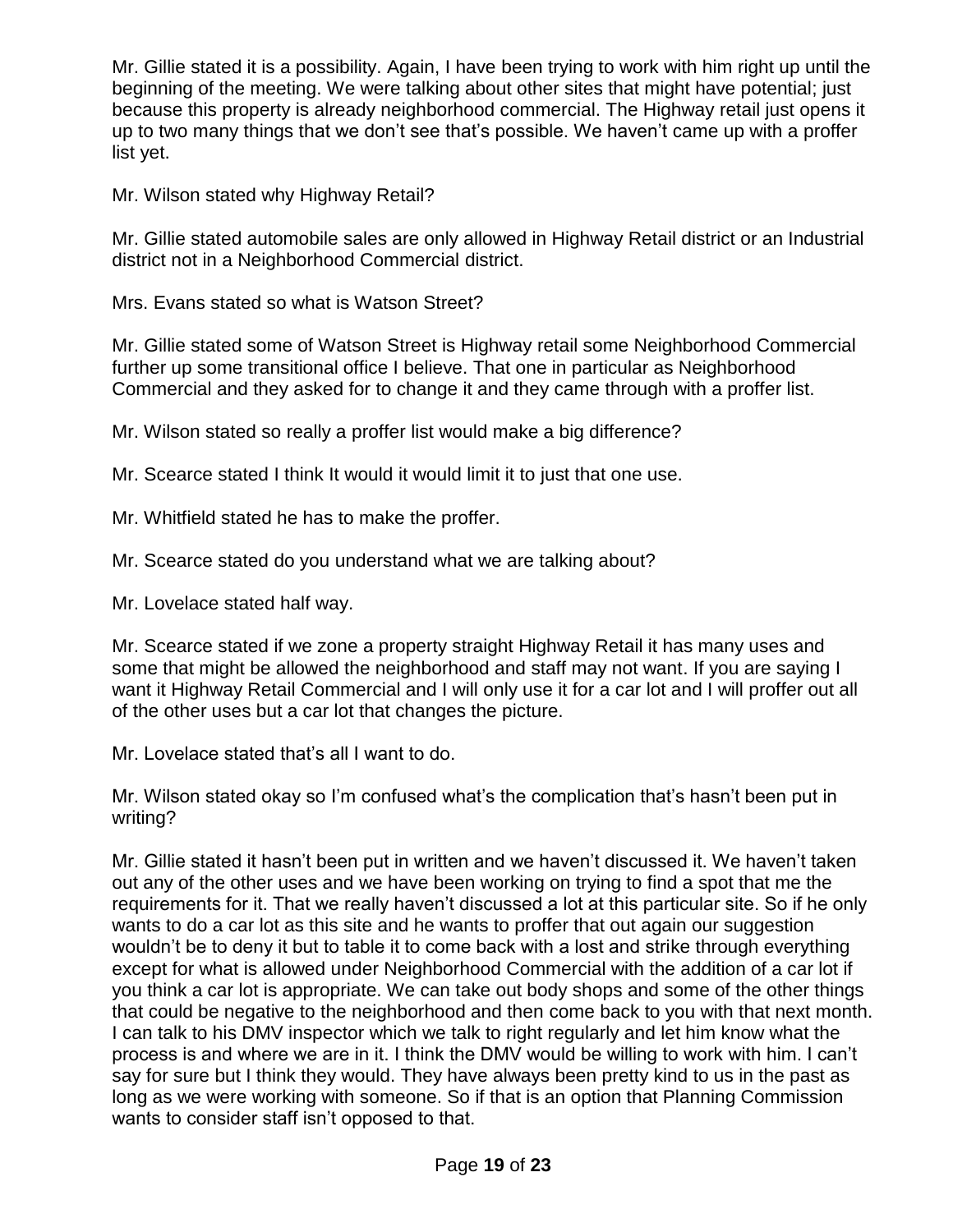Mr. Gillie stated it is a possibility. Again, I have been trying to work with him right up until the beginning of the meeting. We were talking about other sites that might have potential; just because this property is already neighborhood commercial. The Highway retail just opens it up to two many things that we don't see that's possible. We haven't came up with a proffer list yet.

Mr. Wilson stated why Highway Retail?

Mr. Gillie stated automobile sales are only allowed in Highway Retail district or an Industrial district not in a Neighborhood Commercial district.

Mrs. Evans stated so what is Watson Street?

Mr. Gillie stated some of Watson Street is Highway retail some Neighborhood Commercial further up some transitional office I believe. That one in particular as Neighborhood Commercial and they asked for to change it and they came through with a proffer list.

Mr. Wilson stated so really a proffer list would make a big difference?

Mr. Scearce stated I think It would it would limit it to just that one use.

Mr. Whitfield stated he has to make the proffer.

Mr. Scearce stated do you understand what we are talking about?

Mr. Lovelace stated half way.

Mr. Scearce stated if we zone a property straight Highway Retail it has many uses and some that might be allowed the neighborhood and staff may not want. If you are saying I want it Highway Retail Commercial and I will only use it for a car lot and I will proffer out all of the other uses but a car lot that changes the picture.

Mr. Lovelace stated that's all I want to do.

Mr. Wilson stated okay so I'm confused what's the complication that's hasn't been put in writing?

Mr. Gillie stated it hasn't been put in written and we haven't discussed it. We haven't taken out any of the other uses and we have been working on trying to find a spot that me the requirements for it. That we really haven't discussed a lot at this particular site. So if he only wants to do a car lot as this site and he wants to proffer that out again our suggestion wouldn't be to deny it but to table it to come back with a lost and strike through everything except for what is allowed under Neighborhood Commercial with the addition of a car lot if you think a car lot is appropriate. We can take out body shops and some of the other things that could be negative to the neighborhood and then come back to you with that next month. I can talk to his DMV inspector which we talk to right regularly and let him know what the process is and where we are in it. I think the DMV would be willing to work with him. I can't say for sure but I think they would. They have always been pretty kind to us in the past as long as we were working with someone. So if that is an option that Planning Commission wants to consider staff isn't opposed to that.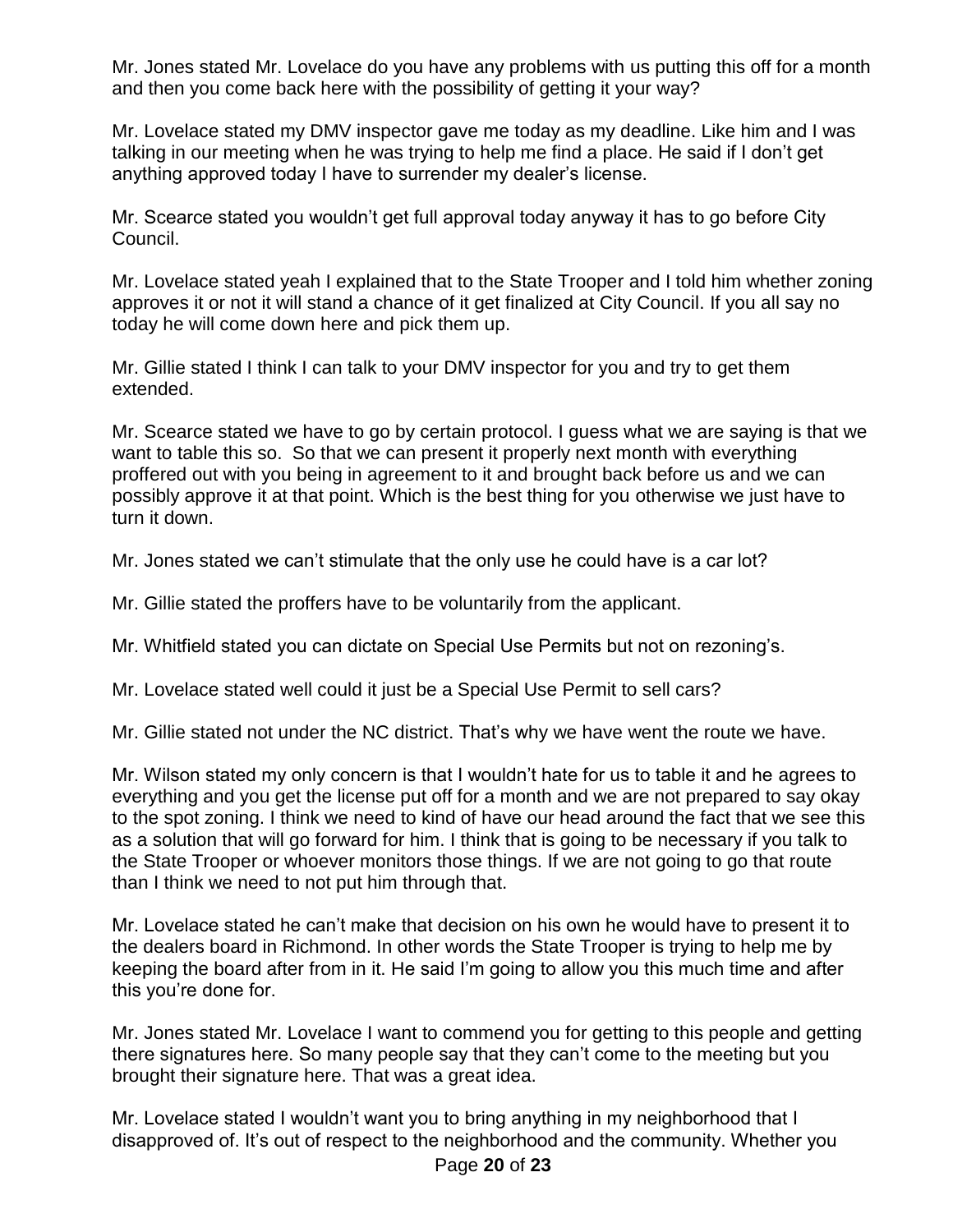Mr. Jones stated Mr. Lovelace do you have any problems with us putting this off for a month and then you come back here with the possibility of getting it your way?

Mr. Lovelace stated my DMV inspector gave me today as my deadline. Like him and I was talking in our meeting when he was trying to help me find a place. He said if I don't get anything approved today I have to surrender my dealer's license.

Mr. Scearce stated you wouldn't get full approval today anyway it has to go before City Council.

Mr. Lovelace stated yeah I explained that to the State Trooper and I told him whether zoning approves it or not it will stand a chance of it get finalized at City Council. If you all say no today he will come down here and pick them up.

Mr. Gillie stated I think I can talk to your DMV inspector for you and try to get them extended.

Mr. Scearce stated we have to go by certain protocol. I guess what we are saying is that we want to table this so. So that we can present it properly next month with everything proffered out with you being in agreement to it and brought back before us and we can possibly approve it at that point. Which is the best thing for you otherwise we just have to turn it down.

Mr. Jones stated we can't stimulate that the only use he could have is a car lot?

Mr. Gillie stated the proffers have to be voluntarily from the applicant.

Mr. Whitfield stated you can dictate on Special Use Permits but not on rezoning's.

Mr. Lovelace stated well could it just be a Special Use Permit to sell cars?

Mr. Gillie stated not under the NC district. That's why we have went the route we have.

Mr. Wilson stated my only concern is that I wouldn't hate for us to table it and he agrees to everything and you get the license put off for a month and we are not prepared to say okay to the spot zoning. I think we need to kind of have our head around the fact that we see this as a solution that will go forward for him. I think that is going to be necessary if you talk to the State Trooper or whoever monitors those things. If we are not going to go that route than I think we need to not put him through that.

Mr. Lovelace stated he can't make that decision on his own he would have to present it to the dealers board in Richmond. In other words the State Trooper is trying to help me by keeping the board after from in it. He said I'm going to allow you this much time and after this you're done for.

Mr. Jones stated Mr. Lovelace I want to commend you for getting to this people and getting there signatures here. So many people say that they can't come to the meeting but you brought their signature here. That was a great idea.

Mr. Lovelace stated I wouldn't want you to bring anything in my neighborhood that I disapproved of. It's out of respect to the neighborhood and the community. Whether you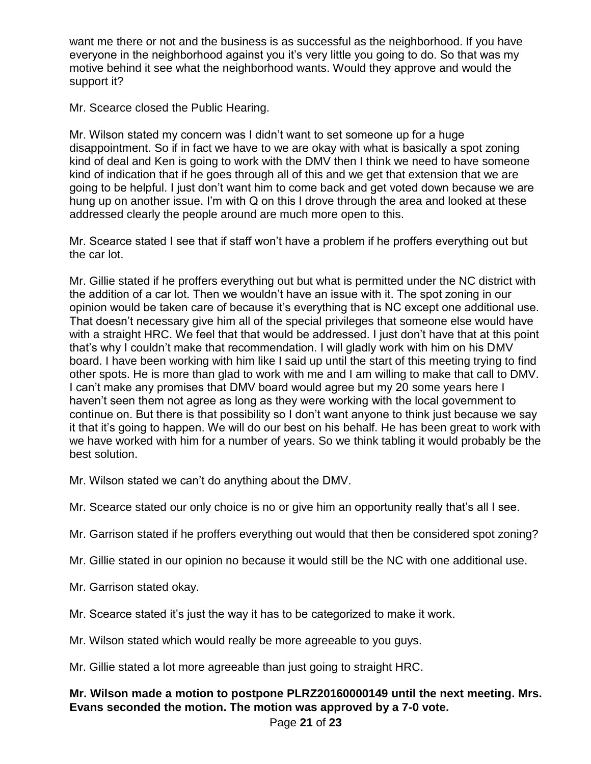want me there or not and the business is as successful as the neighborhood. If you have everyone in the neighborhood against you it's very little you going to do. So that was my motive behind it see what the neighborhood wants. Would they approve and would the support it?

Mr. Scearce closed the Public Hearing.

Mr. Wilson stated my concern was I didn't want to set someone up for a huge disappointment. So if in fact we have to we are okay with what is basically a spot zoning kind of deal and Ken is going to work with the DMV then I think we need to have someone kind of indication that if he goes through all of this and we get that extension that we are going to be helpful. I just don't want him to come back and get voted down because we are hung up on another issue. I'm with Q on this I drove through the area and looked at these addressed clearly the people around are much more open to this.

Mr. Scearce stated I see that if staff won't have a problem if he proffers everything out but the car lot.

Mr. Gillie stated if he proffers everything out but what is permitted under the NC district with the addition of a car lot. Then we wouldn't have an issue with it. The spot zoning in our opinion would be taken care of because it's everything that is NC except one additional use. That doesn't necessary give him all of the special privileges that someone else would have with a straight HRC. We feel that that would be addressed. I just don't have that at this point that's why I couldn't make that recommendation. I will gladly work with him on his DMV board. I have been working with him like I said up until the start of this meeting trying to find other spots. He is more than glad to work with me and I am willing to make that call to DMV. I can't make any promises that DMV board would agree but my 20 some years here I haven't seen them not agree as long as they were working with the local government to continue on. But there is that possibility so I don't want anyone to think just because we say it that it's going to happen. We will do our best on his behalf. He has been great to work with we have worked with him for a number of years. So we think tabling it would probably be the best solution.

Mr. Wilson stated we can't do anything about the DMV.

Mr. Scearce stated our only choice is no or give him an opportunity really that's all I see.

Mr. Garrison stated if he proffers everything out would that then be considered spot zoning?

Mr. Gillie stated in our opinion no because it would still be the NC with one additional use.

Mr. Garrison stated okay.

Mr. Scearce stated it's just the way it has to be categorized to make it work.

Mr. Wilson stated which would really be more agreeable to you guys.

Mr. Gillie stated a lot more agreeable than just going to straight HRC.

**Mr. Wilson made a motion to postpone PLRZ20160000149 until the next meeting. Mrs. Evans seconded the motion. The motion was approved by a 7-0 vote.**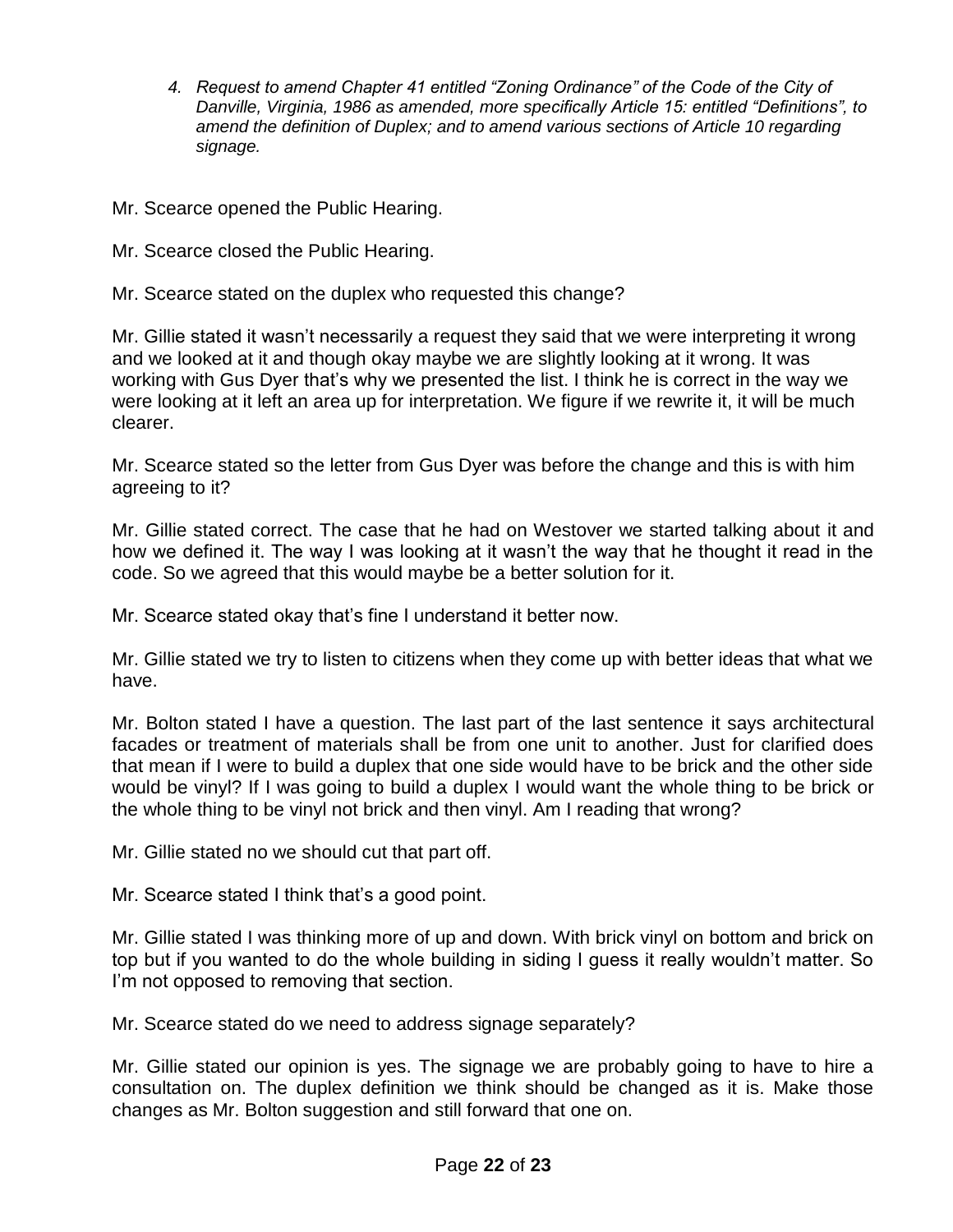4. *Request to amend Chapter 41 entitled "Zoning Ordinance" of the Code of the City of Danville, Virginia, 1986 as amended, more specifically Article 15: entitled "Definitions", to amend the definition of Duplex; and to amend various sections of Article 10 regarding signage.*

Mr. Scearce opened the Public Hearing.

Mr. Scearce closed the Public Hearing.

Mr. Scearce stated on the duplex who requested this change?

Mr. Gillie stated it wasn't necessarily a request they said that we were interpreting it wrong and we looked at it and though okay maybe we are slightly looking at it wrong. It was working with Gus Dyer that's why we presented the list. I think he is correct in the way we were looking at it left an area up for interpretation. We figure if we rewrite it, it will be much clearer.

Mr. Scearce stated so the letter from Gus Dyer was before the change and this is with him agreeing to it?

Mr. Gillie stated correct. The case that he had on Westover we started talking about it and how we defined it. The way I was looking at it wasn't the way that he thought it read in the code. So we agreed that this would maybe be a better solution for it.

Mr. Scearce stated okay that's fine I understand it better now.

Mr. Gillie stated we try to listen to citizens when they come up with better ideas that what we have.

Mr. Bolton stated I have a question. The last part of the last sentence it says architectural facades or treatment of materials shall be from one unit to another. Just for clarified does that mean if I were to build a duplex that one side would have to be brick and the other side would be vinyl? If I was going to build a duplex I would want the whole thing to be brick or the whole thing to be vinyl not brick and then vinyl. Am I reading that wrong?

Mr. Gillie stated no we should cut that part off.

Mr. Scearce stated I think that's a good point.

Mr. Gillie stated I was thinking more of up and down. With brick vinyl on bottom and brick on top but if you wanted to do the whole building in siding I guess it really wouldn't matter. So I'm not opposed to removing that section.

Mr. Scearce stated do we need to address signage separately?

Mr. Gillie stated our opinion is yes. The signage we are probably going to have to hire a consultation on. The duplex definition we think should be changed as it is. Make those changes as Mr. Bolton suggestion and still forward that one on.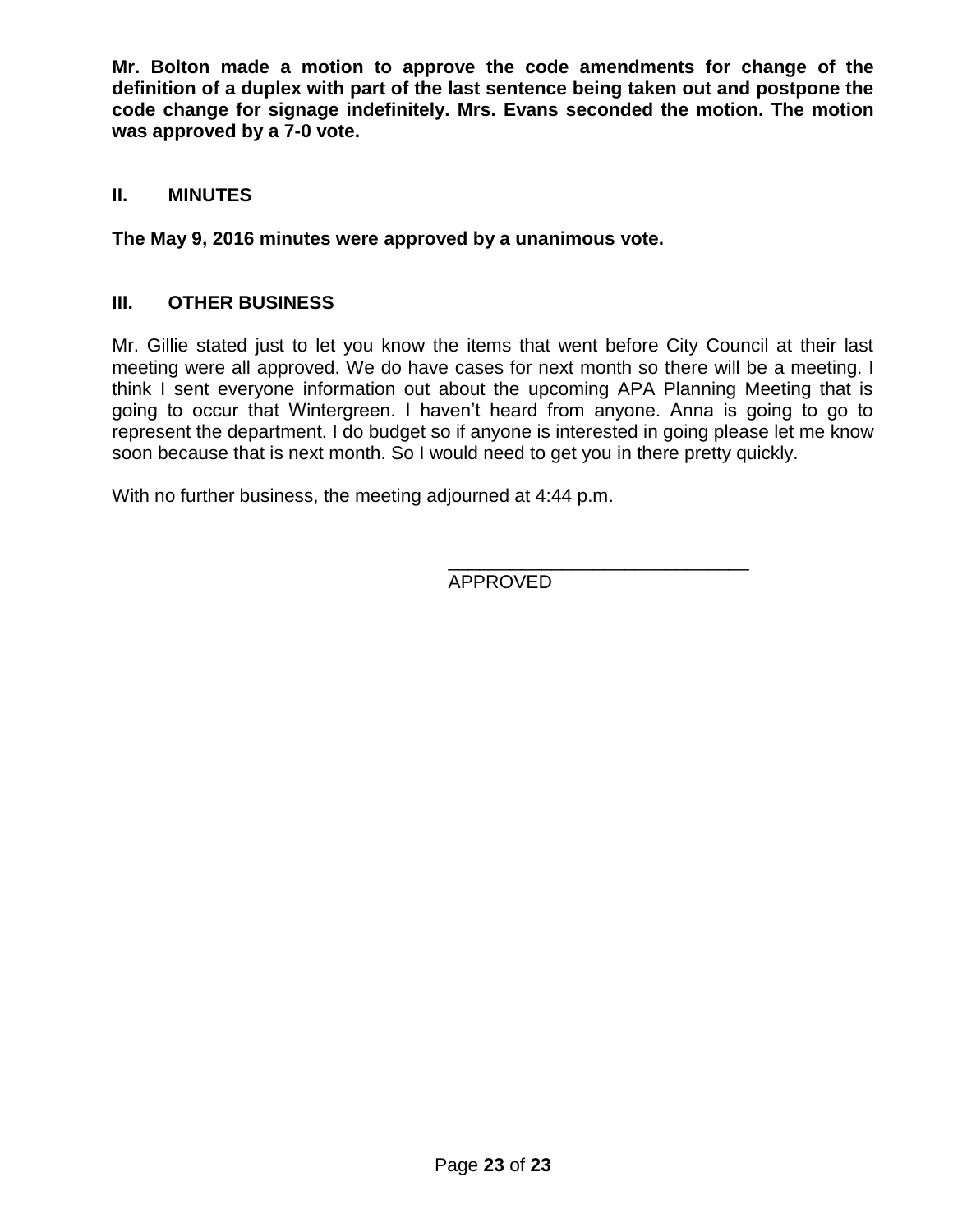**Mr. Bolton made a motion to approve the code amendments for change of the definition of a duplex with part of the last sentence being taken out and postpone the code change for signage indefinitely. Mrs. Evans seconded the motion. The motion was approved by a 7-0 vote.**

## II. MINUTES

**The May 9, 2016 minutes were approved by a unanimous vote.**

## III. OTHER BUSINESS

Mr. Gillie stated just to let you know the items that went before City Council at their last meeting were all approved. We do have cases for next month so there will be a meeting. I think I sent everyone information out about the upcoming APA Planning Meeting that is going to occur that Wintergreen. I haven't heard from anyone. Anna is going to go to represent the department. I do budget so if anyone is interested in going please let me know soon because that is next month. So I would need to get you in there pretty quickly.

With no further business, the meeting adjourned at 4:44 p.m.

\_\_\_\_\_\_\_\_\_\_\_\_\_\_\_\_\_\_\_\_\_\_\_\_\_\_\_\_\_\_

APPROVED